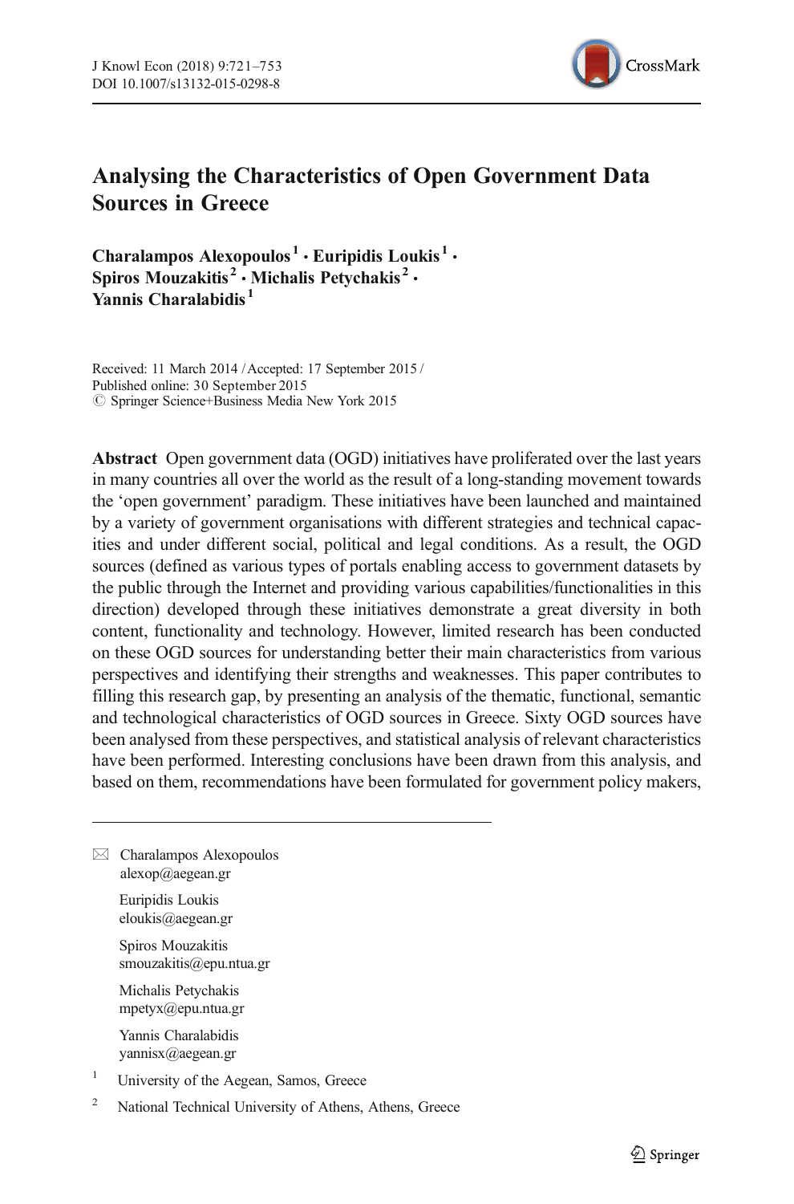# Analysing the Characteristics of Open Government Data Sources in Greece

**Charalampos Alexopoulos[1] · Euripidis Loukis[1] · Spiros Mouzakitis[2] · Michalis Petychakis[2] · Yannis Charalabidis[1]**

Received: 11 March 2014 / Accepted: 17 September 2015 /
Published online: 30 September 2015
© Springer Science+Business Media New York 2015

**Abstract** Open government data (OGD) initiatives have proliferated over the last years in many countries all over the world as the result of a long-standing movement towards the 'open government' paradigm. These initiatives have been launched and maintained by a variety of government organisations with different strategies and technical capacities and under different social, political and legal conditions. As a result, the OGD sources (defined as various types of portals enabling access to government datasets by the public through the Internet and providing various capabilities/functionalities in this direction) developed through these initiatives demonstrate a great diversity in both content, functionality and technology. However, limited research has been conducted on these OGD sources for understanding better their main characteristics from various perspectives and identifying their strengths and weaknesses. This paper contributes to filling this research gap, by presenting an analysis of the thematic, functional, semantic and technological characteristics of OGD sources in Greece. Sixty OGD sources have been analysed from these perspectives, and statistical analysis of relevant characteristics have been performed. Interesting conclusions have been drawn from this analysis, and based on them, recommendations have been formulated for government policy makers,

---

✉ Charalampos Alexopoulos
alexop@aegean.gr

Euripidis Loukis
eloukis@aegean.gr

Spiros Mouzakitis
smouzakitis@epu.ntua.gr

Michalis Petychakis
mpetyx@epu.ntua.gr

Yannis Charalabidis
yannisx@aegean.gr

[1] University of the Aegean, Samos, Greece

[2] National Technical University of Athens, Athens, Greece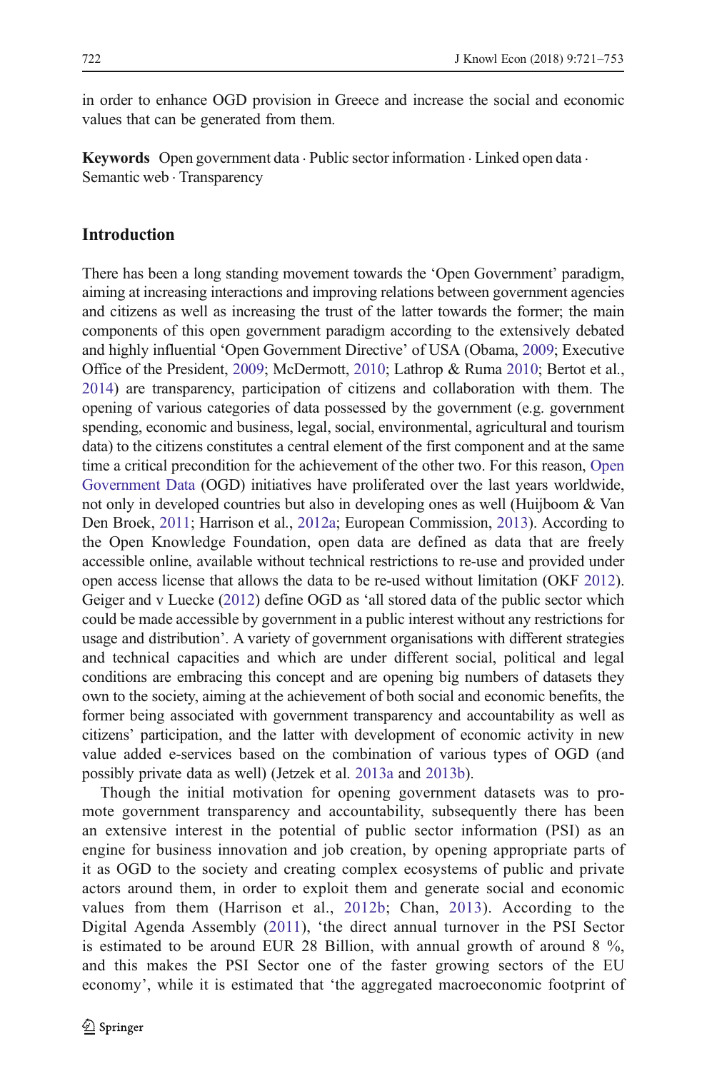in order to enhance OGD provision in Greece and increase the social and economic values that can be generated from them.

**Keywords** Open government data · Public sector information · Linked open data · Semantic web · Transparency

## Introduction

There has been a long standing movement towards the 'Open Government' paradigm, aiming at increasing interactions and improving relations between government agencies and citizens as well as increasing the trust of the latter towards the former; the main components of this open government paradigm according to the extensively debated and highly influential 'Open Government Directive' of USA (Obama, 2009; Executive Office of the President, 2009; McDermott, 2010; Lathrop & Ruma 2010; Bertot et al., 2014) are transparency, participation of citizens and collaboration with them. The opening of various categories of data possessed by the government (e.g. government spending, economic and business, legal, social, environmental, agricultural and tourism data) to the citizens constitutes a central element of the first component and at the same time a critical precondition for the achievement of the other two. For this reason, Open Government Data (OGD) initiatives have proliferated over the last years worldwide, not only in developed countries but also in developing ones as well (Huijboom & Van Den Broek, 2011; Harrison et al., 2012a; European Commission, 2013). According to the Open Knowledge Foundation, open data are defined as data that are freely accessible online, available without technical restrictions to re-use and provided under open access license that allows the data to be re-used without limitation (OKF 2012). Geiger and v Luecke (2012) define OGD as 'all stored data of the public sector which could be made accessible by government in a public interest without any restrictions for usage and distribution'. A variety of government organisations with different strategies and technical capacities and which are under different social, political and legal conditions are embracing this concept and are opening big numbers of datasets they own to the society, aiming at the achievement of both social and economic benefits, the former being associated with government transparency and accountability as well as citizens' participation, and the latter with development of economic activity in new value added e-services based on the combination of various types of OGD (and possibly private data as well) (Jetzek et al. 2013a and 2013b).

Though the initial motivation for opening government datasets was to promote government transparency and accountability, subsequently there has been an extensive interest in the potential of public sector information (PSI) as an engine for business innovation and job creation, by opening appropriate parts of it as OGD to the society and creating complex ecosystems of public and private actors around them, in order to exploit them and generate social and economic values from them (Harrison et al., 2012b; Chan, 2013). According to the Digital Agenda Assembly (2011), 'the direct annual turnover in the PSI Sector is estimated to be around EUR 28 Billion, with annual growth of around 8 %, and this makes the PSI Sector one of the faster growing sectors of the EU economy', while it is estimated that 'the aggregated macroeconomic footprint of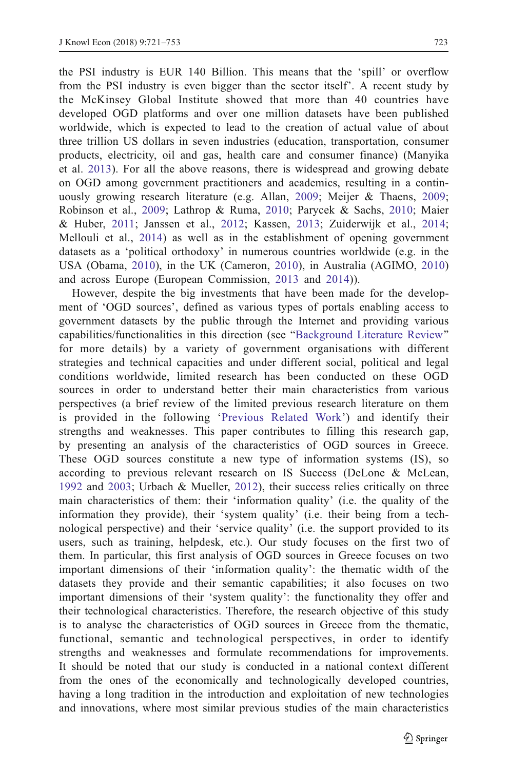the PSI industry is EUR 140 Billion. This means that the 'spill' or overflow from the PSI industry is even bigger than the sector itself'. A recent study by the McKinsey Global Institute showed that more than 40 countries have developed OGD platforms and over one million datasets have been published worldwide, which is expected to lead to the creation of actual value of about three trillion US dollars in seven industries (education, transportation, consumer products, electricity, oil and gas, health care and consumer finance) (Manyika et al. 2013). For all the above reasons, there is widespread and growing debate on OGD among government practitioners and academics, resulting in a continuously growing research literature (e.g. Allan, 2009; Meijer & Thaens, 2009; Robinson et al., 2009; Lathrop & Ruma, 2010; Parycek & Sachs, 2010; Maier & Huber, 2011; Janssen et al., 2012; Kassen, 2013; Zuiderwijk et al., 2014; Mellouli et al., 2014) as well as in the establishment of opening government datasets as a 'political orthodoxy' in numerous countries worldwide (e.g. in the USA (Obama, 2010), in the UK (Cameron, 2010), in Australia (AGIMO, 2010) and across Europe (European Commission, 2013 and 2014)).

However, despite the big investments that have been made for the development of 'OGD sources', defined as various types of portals enabling access to government datasets by the public through the Internet and providing various capabilities/functionalities in this direction (see "Background Literature Review" for more details) by a variety of government organisations with different strategies and technical capacities and under different social, political and legal conditions worldwide, limited research has been conducted on these OGD sources in order to understand better their main characteristics from various perspectives (a brief review of the limited previous research literature on them is provided in the following 'Previous Related Work') and identify their strengths and weaknesses. This paper contributes to filling this research gap, by presenting an analysis of the characteristics of OGD sources in Greece. These OGD sources constitute a new type of information systems (IS), so according to previous relevant research on IS Success (DeLone & McLean, 1992 and 2003; Urbach & Mueller, 2012), their success relies critically on three main characteristics of them: their 'information quality' (i.e. the quality of the information they provide), their 'system quality' (i.e. their being from a technological perspective) and their 'service quality' (i.e. the support provided to its users, such as training, helpdesk, etc.). Our study focuses on the first two of them. In particular, this first analysis of OGD sources in Greece focuses on two important dimensions of their 'information quality': the thematic width of the datasets they provide and their semantic capabilities; it also focuses on two important dimensions of their 'system quality': the functionality they offer and their technological characteristics. Therefore, the research objective of this study is to analyse the characteristics of OGD sources in Greece from the thematic, functional, semantic and technological perspectives, in order to identify strengths and weaknesses and formulate recommendations for improvements. It should be noted that our study is conducted in a national context different from the ones of the economically and technologically developed countries, having a long tradition in the introduction and exploitation of new technologies and innovations, where most similar previous studies of the main characteristics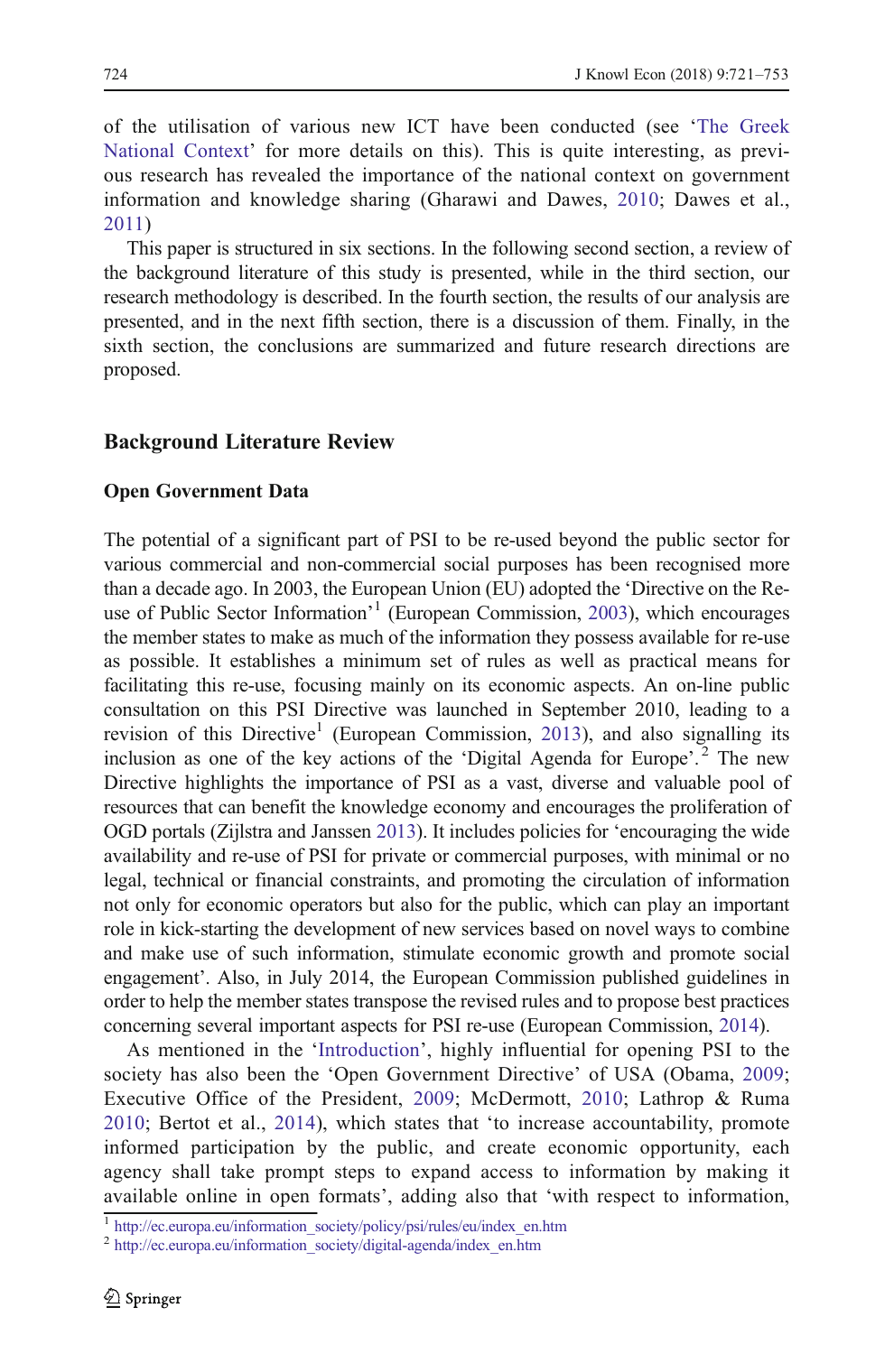of the utilisation of various new ICT have been conducted (see 'The Greek National Context' for more details on this). This is quite interesting, as previous research has revealed the importance of the national context on government information and knowledge sharing (Gharawi and Dawes, 2010; Dawes et al., 2011)

This paper is structured in six sections. In the following second section, a review of the background literature of this study is presented, while in the third section, our research methodology is described. In the fourth section, the results of our analysis are presented, and in the next fifth section, there is a discussion of them. Finally, in the sixth section, the conclusions are summarized and future research directions are proposed.

## Background Literature Review

### Open Government Data

The potential of a significant part of PSI to be re-used beyond the public sector for various commercial and non-commercial social purposes has been recognised more than a decade ago. In 2003, the European Union (EU) adopted the 'Directive on the Re-use of Public Sector Information'[1] (European Commission, 2003), which encourages the member states to make as much of the information they possess available for re-use as possible. It establishes a minimum set of rules as well as practical means for facilitating this re-use, focusing mainly on its economic aspects. An on-line public consultation on this PSI Directive was launched in September 2010, leading to a revision of this Directive[1] (European Commission, 2013), and also signalling its inclusion as one of the key actions of the 'Digital Agenda for Europe'.[2] The new Directive highlights the importance of PSI as a vast, diverse and valuable pool of resources that can benefit the knowledge economy and encourages the proliferation of OGD portals (Zijlstra and Janssen 2013). It includes policies for 'encouraging the wide availability and re-use of PSI for private or commercial purposes, with minimal or no legal, technical or financial constraints, and promoting the circulation of information not only for economic operators but also for the public, which can play an important role in kick-starting the development of new services based on novel ways to combine and make use of such information, stimulate economic growth and promote social engagement'. Also, in July 2014, the European Commission published guidelines in order to help the member states transpose the revised rules and to propose best practices concerning several important aspects for PSI re-use (European Commission, 2014).

As mentioned in the 'Introduction', highly influential for opening PSI to the society has also been the 'Open Government Directive' of USA (Obama, 2009; Executive Office of the President, 2009; McDermott, 2010; Lathrop & Ruma 2010; Bertot et al., 2014), which states that 'to increase accountability, promote informed participation by the public, and create economic opportunity, each agency shall take prompt steps to expand access to information by making it available online in open formats', adding also that 'with respect to information,

[1] http://ec.europa.eu/information_society/policy/psi/rules/eu/index_en.htm

[2] http://ec.europa.eu/information_society/digital-agenda/index_en.htm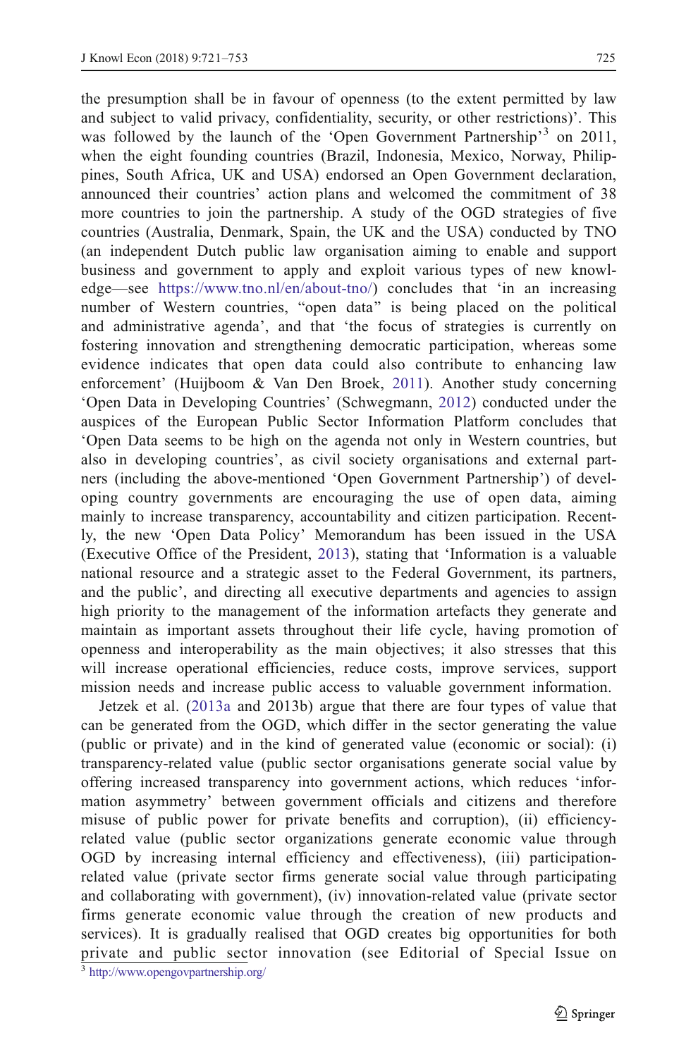the presumption shall be in favour of openness (to the extent permitted by law and subject to valid privacy, confidentiality, security, or other restrictions)'. This was followed by the launch of the 'Open Government Partnership'[3] on 2011, when the eight founding countries (Brazil, Indonesia, Mexico, Norway, Philippines, South Africa, UK and USA) endorsed an Open Government declaration, announced their countries' action plans and welcomed the commitment of 38 more countries to join the partnership. A study of the OGD strategies of five countries (Australia, Denmark, Spain, the UK and the USA) conducted by TNO (an independent Dutch public law organisation aiming to enable and support business and government to apply and exploit various types of new knowledge—see https://www.tno.nl/en/about-tno/) concludes that 'in an increasing number of Western countries, "open data" is being placed on the political and administrative agenda', and that 'the focus of strategies is currently on fostering innovation and strengthening democratic participation, whereas some evidence indicates that open data could also contribute to enhancing law enforcement' (Huijboom & Van Den Broek, 2011). Another study concerning 'Open Data in Developing Countries' (Schwegmann, 2012) conducted under the auspices of the European Public Sector Information Platform concludes that 'Open Data seems to be high on the agenda not only in Western countries, but also in developing countries', as civil society organisations and external partners (including the above-mentioned 'Open Government Partnership') of developing country governments are encouraging the use of open data, aiming mainly to increase transparency, accountability and citizen participation. Recently, the new 'Open Data Policy' Memorandum has been issued in the USA (Executive Office of the President, 2013), stating that 'Information is a valuable national resource and a strategic asset to the Federal Government, its partners, and the public', and directing all executive departments and agencies to assign high priority to the management of the information artefacts they generate and maintain as important assets throughout their life cycle, having promotion of openness and interoperability as the main objectives; it also stresses that this will increase operational efficiencies, reduce costs, improve services, support mission needs and increase public access to valuable government information.

Jetzek et al. (2013a and 2013b) argue that there are four types of value that can be generated from the OGD, which differ in the sector generating the value (public or private) and in the kind of generated value (economic or social): (i) transparency-related value (public sector organisations generate social value by offering increased transparency into government actions, which reduces 'information asymmetry' between government officials and citizens and therefore misuse of public power for private benefits and corruption), (ii) efficiency-related value (public sector organizations generate economic value through OGD by increasing internal efficiency and effectiveness), (iii) participation-related value (private sector firms generate social value through participating and collaborating with government), (iv) innovation-related value (private sector firms generate economic value through the creation of new products and services). It is gradually realised that OGD creates big opportunities for both private and public sector innovation (see Editorial of Special Issue on

[3] http://www.opengovpartnership.org/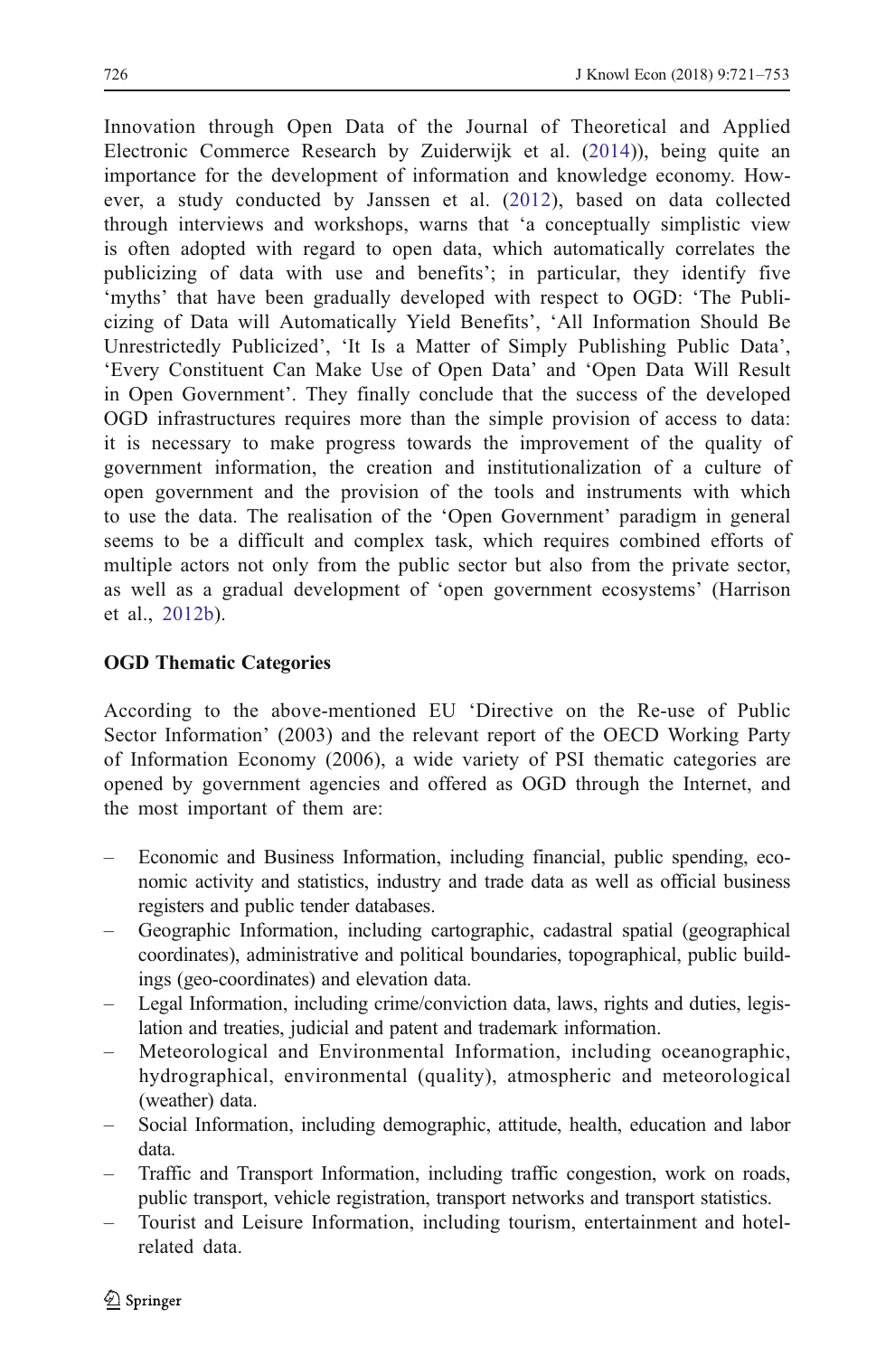Innovation through Open Data of the Journal of Theoretical and Applied Electronic Commerce Research by Zuiderwijk et al. (2014)), being quite an importance for the development of information and knowledge economy. However, a study conducted by Janssen et al. (2012), based on data collected through interviews and workshops, warns that 'a conceptually simplistic view is often adopted with regard to open data, which automatically correlates the publicizing of data with use and benefits'; in particular, they identify five 'myths' that have been gradually developed with respect to OGD: 'The Publicizing of Data will Automatically Yield Benefits', 'All Information Should Be Unrestrictedly Publicized', 'It Is a Matter of Simply Publishing Public Data', 'Every Constituent Can Make Use of Open Data' and 'Open Data Will Result in Open Government'. They finally conclude that the success of the developed OGD infrastructures requires more than the simple provision of access to data: it is necessary to make progress towards the improvement of the quality of government information, the creation and institutionalization of a culture of open government and the provision of the tools and instruments with which to use the data. The realisation of the 'Open Government' paradigm in general seems to be a difficult and complex task, which requires combined efforts of multiple actors not only from the public sector but also from the private sector, as well as a gradual development of 'open government ecosystems' (Harrison et al., 2012b).

### OGD Thematic Categories

According to the above-mentioned EU 'Directive on the Re-use of Public Sector Information' (2003) and the relevant report of the OECD Working Party of Information Economy (2006), a wide variety of PSI thematic categories are opened by government agencies and offered as OGD through the Internet, and the most important of them are:

- Economic and Business Information, including financial, public spending, economic activity and statistics, industry and trade data as well as official business registers and public tender databases.
- Geographic Information, including cartographic, cadastral spatial (geographical coordinates), administrative and political boundaries, topographical, public buildings (geo-coordinates) and elevation data.
- Legal Information, including crime/conviction data, laws, rights and duties, legislation and treaties, judicial and patent and trademark information.
- Meteorological and Environmental Information, including oceanographic, hydrographical, environmental (quality), atmospheric and meteorological (weather) data.
- Social Information, including demographic, attitude, health, education and labor data.
- Traffic and Transport Information, including traffic congestion, work on roads, public transport, vehicle registration, transport networks and transport statistics.
- Tourist and Leisure Information, including tourism, entertainment and hotel-related data.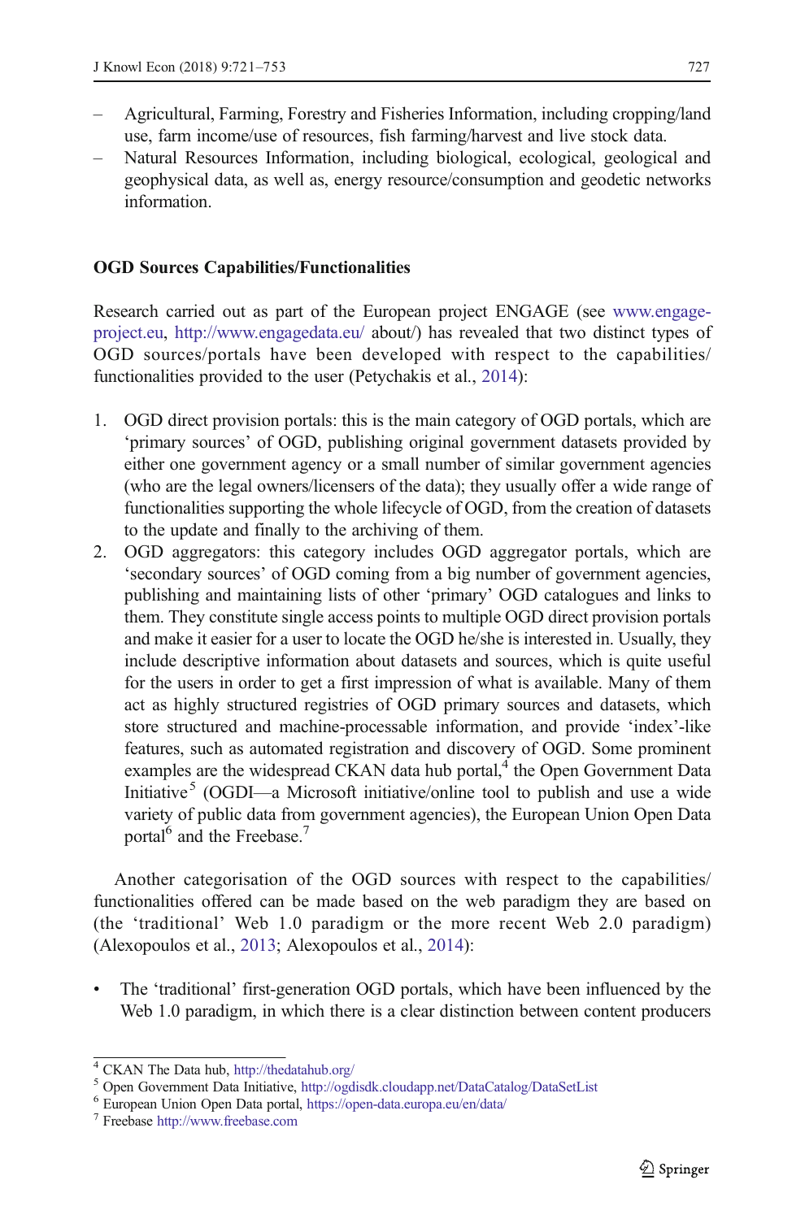– Agricultural, Farming, Forestry and Fisheries Information, including cropping/land use, farm income/use of resources, fish farming/harvest and live stock data.
– Natural Resources Information, including biological, ecological, geological and geophysical data, as well as, energy resource/consumption and geodetic networks information.

### OGD Sources Capabilities/Functionalities

Research carried out as part of the European project ENGAGE (see www.engage-project.eu, http://www.engagedata.eu/ about/) has revealed that two distinct types of OGD sources/portals have been developed with respect to the capabilities/ functionalities provided to the user (Petychakis et al., 2014):

1. OGD direct provision portals: this is the main category of OGD portals, which are 'primary sources' of OGD, publishing original government datasets provided by either one government agency or a small number of similar government agencies (who are the legal owners/licensers of the data); they usually offer a wide range of functionalities supporting the whole lifecycle of OGD, from the creation of datasets to the update and finally to the archiving of them.
2. OGD aggregators: this category includes OGD aggregator portals, which are 'secondary sources' of OGD coming from a big number of government agencies, publishing and maintaining lists of other 'primary' OGD catalogues and links to them. They constitute single access points to multiple OGD direct provision portals and make it easier for a user to locate the OGD he/she is interested in. Usually, they include descriptive information about datasets and sources, which is quite useful for the users in order to get a first impression of what is available. Many of them act as highly structured registries of OGD primary sources and datasets, which store structured and machine-processable information, and provide 'index'-like features, such as automated registration and discovery of OGD. Some prominent examples are the widespread CKAN data hub portal,[4] the Open Government Data Initiative[5] (OGDI—a Microsoft initiative/online tool to publish and use a wide variety of public data from government agencies), the European Union Open Data portal[6] and the Freebase.[7]

Another categorisation of the OGD sources with respect to the capabilities/ functionalities offered can be made based on the web paradigm they are based on (the 'traditional' Web 1.0 paradigm or the more recent Web 2.0 paradigm) (Alexopoulos et al., 2013; Alexopoulos et al., 2014):

- The 'traditional' first-generation OGD portals, which have been influenced by the Web 1.0 paradigm, in which there is a clear distinction between content producers

---

[4] CKAN The Data hub, http://thedatahub.org/

[5] Open Government Data Initiative, http://ogdisdk.cloudapp.net/DataCatalog/DataSetList

[6] European Union Open Data portal, https://open-data.europa.eu/en/data/

[7] Freebase http://www.freebase.com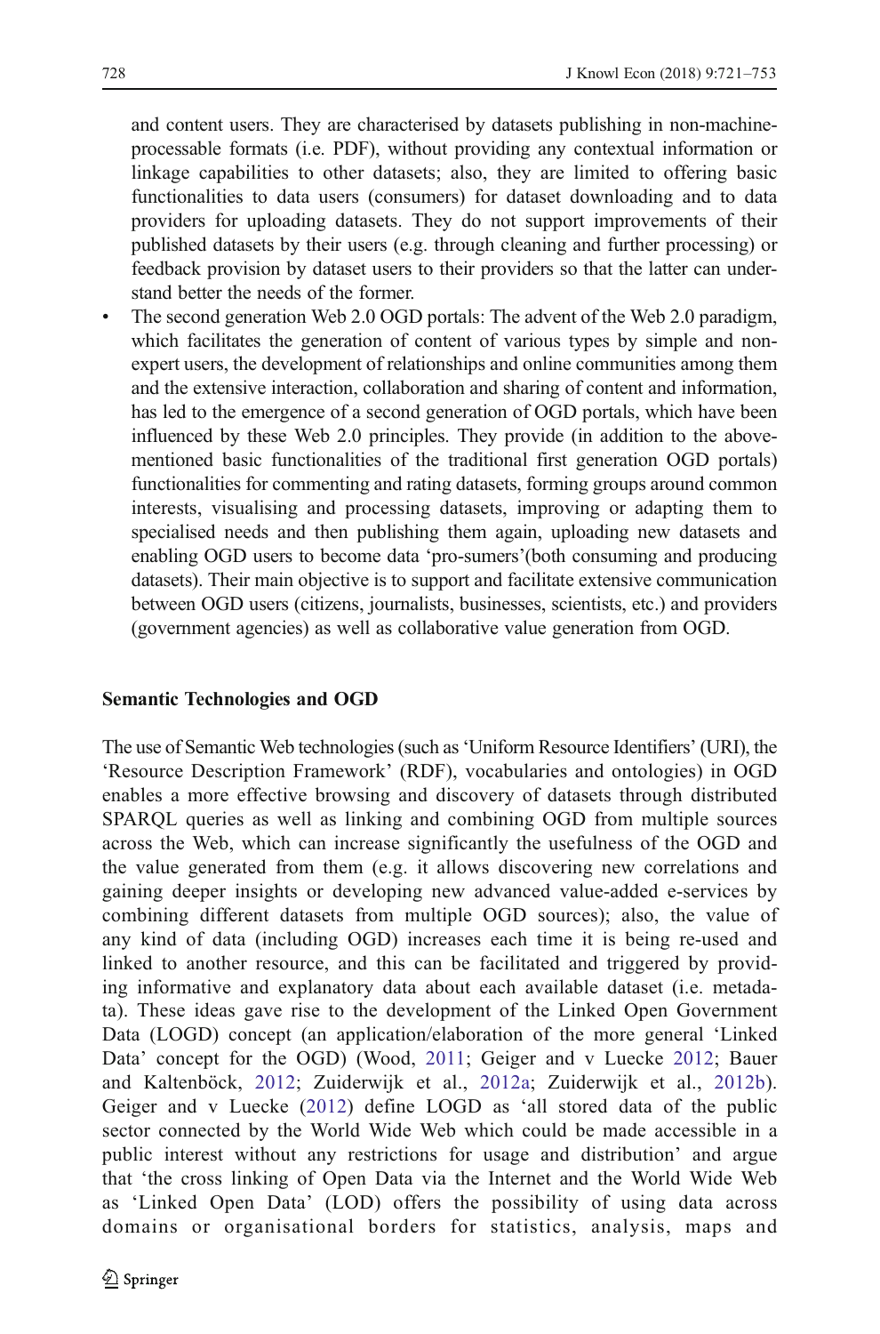and content users. They are characterised by datasets publishing in non-machine-processable formats (i.e. PDF), without providing any contextual information or linkage capabilities to other datasets; also, they are limited to offering basic functionalities to data users (consumers) for dataset downloading and to data providers for uploading datasets. They do not support improvements of their published datasets by their users (e.g. through cleaning and further processing) or feedback provision by dataset users to their providers so that the latter can understand better the needs of the former.

- The second generation Web 2.0 OGD portals: The advent of the Web 2.0 paradigm, which facilitates the generation of content of various types by simple and non-expert users, the development of relationships and online communities among them and the extensive interaction, collaboration and sharing of content and information, has led to the emergence of a second generation of OGD portals, which have been influenced by these Web 2.0 principles. They provide (in addition to the above-mentioned basic functionalities of the traditional first generation OGD portals) functionalities for commenting and rating datasets, forming groups around common interests, visualising and processing datasets, improving or adapting them to specialised needs and then publishing them again, uploading new datasets and enabling OGD users to become data 'pro-sumers'(both consuming and producing datasets). Their main objective is to support and facilitate extensive communication between OGD users (citizens, journalists, businesses, scientists, etc.) and providers (government agencies) as well as collaborative value generation from OGD.

### Semantic Technologies and OGD

The use of Semantic Web technologies (such as 'Uniform Resource Identifiers' (URI), the 'Resource Description Framework' (RDF), vocabularies and ontologies) in OGD enables a more effective browsing and discovery of datasets through distributed SPARQL queries as well as linking and combining OGD from multiple sources across the Web, which can increase significantly the usefulness of the OGD and the value generated from them (e.g. it allows discovering new correlations and gaining deeper insights or developing new advanced value-added e-services by combining different datasets from multiple OGD sources); also, the value of any kind of data (including OGD) increases each time it is being re-used and linked to another resource, and this can be facilitated and triggered by providing informative and explanatory data about each available dataset (i.e. metadata). These ideas gave rise to the development of the Linked Open Government Data (LOGD) concept (an application/elaboration of the more general 'Linked Data' concept for the OGD) (Wood, 2011; Geiger and v Luecke 2012; Bauer and Kaltenböck, 2012; Zuiderwijk et al., 2012a; Zuiderwijk et al., 2012b). Geiger and v Luecke (2012) define LOGD as 'all stored data of the public sector connected by the World Wide Web which could be made accessible in a public interest without any restrictions for usage and distribution' and argue that 'the cross linking of Open Data via the Internet and the World Wide Web as 'Linked Open Data' (LOD) offers the possibility of using data across domains or organisational borders for statistics, analysis, maps and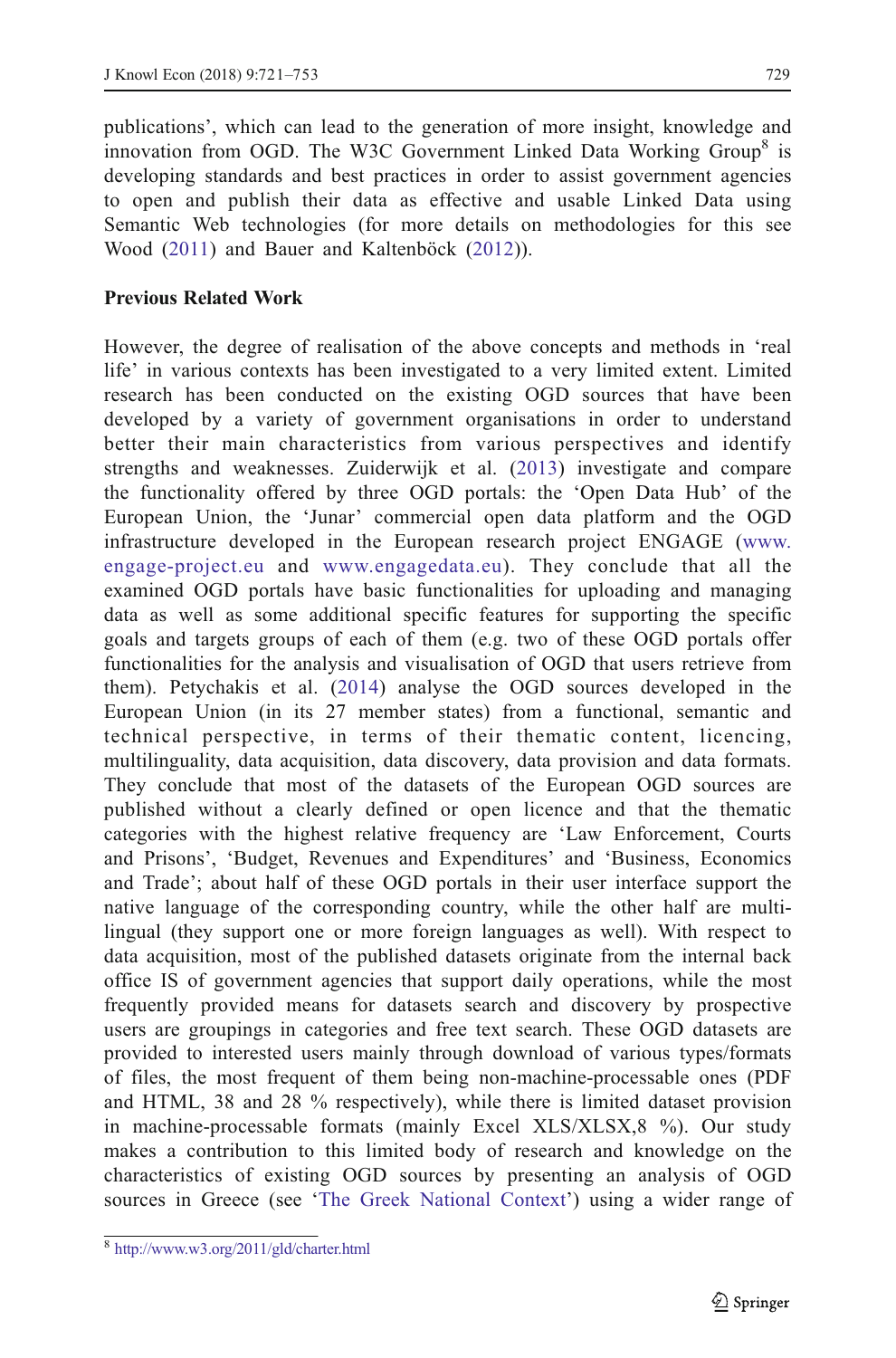publications', which can lead to the generation of more insight, knowledge and innovation from OGD. The W3C Government Linked Data Working Group[8] is developing standards and best practices in order to assist government agencies to open and publish their data as effective and usable Linked Data using Semantic Web technologies (for more details on methodologies for this see Wood (2011) and Bauer and Kaltenböck (2012)).

### Previous Related Work

However, the degree of realisation of the above concepts and methods in 'real life' in various contexts has been investigated to a very limited extent. Limited research has been conducted on the existing OGD sources that have been developed by a variety of government organisations in order to understand better their main characteristics from various perspectives and identify strengths and weaknesses. Zuiderwijk et al. (2013) investigate and compare the functionality offered by three OGD portals: the 'Open Data Hub' of the European Union, the 'Junar' commercial open data platform and the OGD infrastructure developed in the European research project ENGAGE (www.engage-project.eu and www.engagedata.eu). They conclude that all the examined OGD portals have basic functionalities for uploading and managing data as well as some additional specific features for supporting the specific goals and targets groups of each of them (e.g. two of these OGD portals offer functionalities for the analysis and visualisation of OGD that users retrieve from them). Petychakis et al. (2014) analyse the OGD sources developed in the European Union (in its 27 member states) from a functional, semantic and technical perspective, in terms of their thematic content, licencing, multilinguality, data acquisition, data discovery, data provision and data formats. They conclude that most of the datasets of the European OGD sources are published without a clearly defined or open licence and that the thematic categories with the highest relative frequency are 'Law Enforcement, Courts and Prisons', 'Budget, Revenues and Expenditures' and 'Business, Economics and Trade'; about half of these OGD portals in their user interface support the native language of the corresponding country, while the other half are multi-lingual (they support one or more foreign languages as well). With respect to data acquisition, most of the published datasets originate from the internal back office IS of government agencies that support daily operations, while the most frequently provided means for datasets search and discovery by prospective users are groupings in categories and free text search. These OGD datasets are provided to interested users mainly through download of various types/formats of files, the most frequent of them being non-machine-processable ones (PDF and HTML, 38 and 28 % respectively), while there is limited dataset provision in machine-processable formats (mainly Excel XLS/XLSX,8 %). Our study makes a contribution to this limited body of research and knowledge on the characteristics of existing OGD sources by presenting an analysis of OGD sources in Greece (see 'The Greek National Context') using a wider range of

[8] http://www.w3.org/2011/gld/charter.html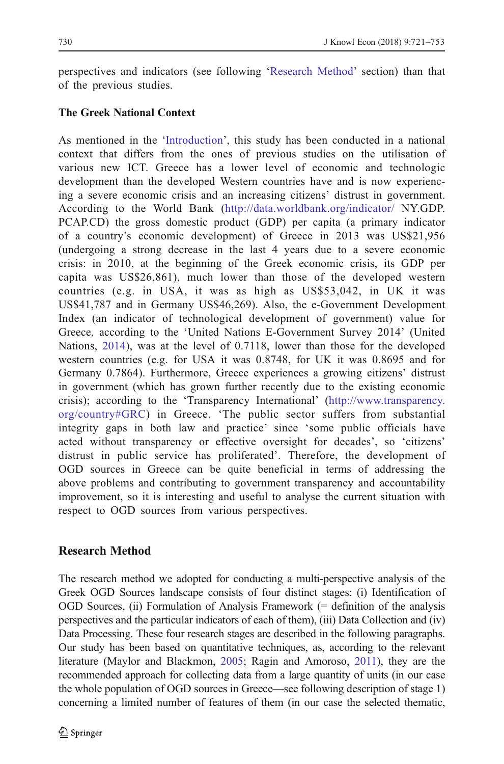perspectives and indicators (see following 'Research Method' section) than that of the previous studies.

### The Greek National Context

As mentioned in the 'Introduction', this study has been conducted in a national context that differs from the ones of previous studies on the utilisation of various new ICT. Greece has a lower level of economic and technologic development than the developed Western countries have and is now experiencing a severe economic crisis and an increasing citizens' distrust in government. According to the World Bank (http://data.worldbank.org/indicator/ NY.GDP.PCAP.CD) the gross domestic product (GDP) per capita (a primary indicator of a country's economic development) of Greece in 2013 was US$21,956 (undergoing a strong decrease in the last 4 years due to a severe economic crisis: in 2010, at the beginning of the Greek economic crisis, its GDP per capita was US$26,861), much lower than those of the developed western countries (e.g. in USA, it was as high as US$53,042, in UK it was US$41,787 and in Germany US$46,269). Also, the e-Government Development Index (an indicator of technological development of government) value for Greece, according to the 'United Nations E-Government Survey 2014' (United Nations, 2014), was at the level of 0.7118, lower than those for the developed western countries (e.g. for USA it was 0.8748, for UK it was 0.8695 and for Germany 0.7864). Furthermore, Greece experiences a growing citizens' distrust in government (which has grown further recently due to the existing economic crisis); according to the 'Transparency International' (http://www.transparency.org/country#GRC) in Greece, 'The public sector suffers from substantial integrity gaps in both law and practice' since 'some public officials have acted without transparency or effective oversight for decades', so 'citizens' distrust in public service has proliferated'. Therefore, the development of OGD sources in Greece can be quite beneficial in terms of addressing the above problems and contributing to government transparency and accountability improvement, so it is interesting and useful to analyse the current situation with respect to OGD sources from various perspectives.

## Research Method

The research method we adopted for conducting a multi-perspective analysis of the Greek OGD Sources landscape consists of four distinct stages: (i) Identification of OGD Sources, (ii) Formulation of Analysis Framework (= definition of the analysis perspectives and the particular indicators of each of them), (iii) Data Collection and (iv) Data Processing. These four research stages are described in the following paragraphs. Our study has been based on quantitative techniques, as, according to the relevant literature (Maylor and Blackmon, 2005; Ragin and Amoroso, 2011), they are the recommended approach for collecting data from a large quantity of units (in our case the whole population of OGD sources in Greece—see following description of stage 1) concerning a limited number of features of them (in our case the selected thematic,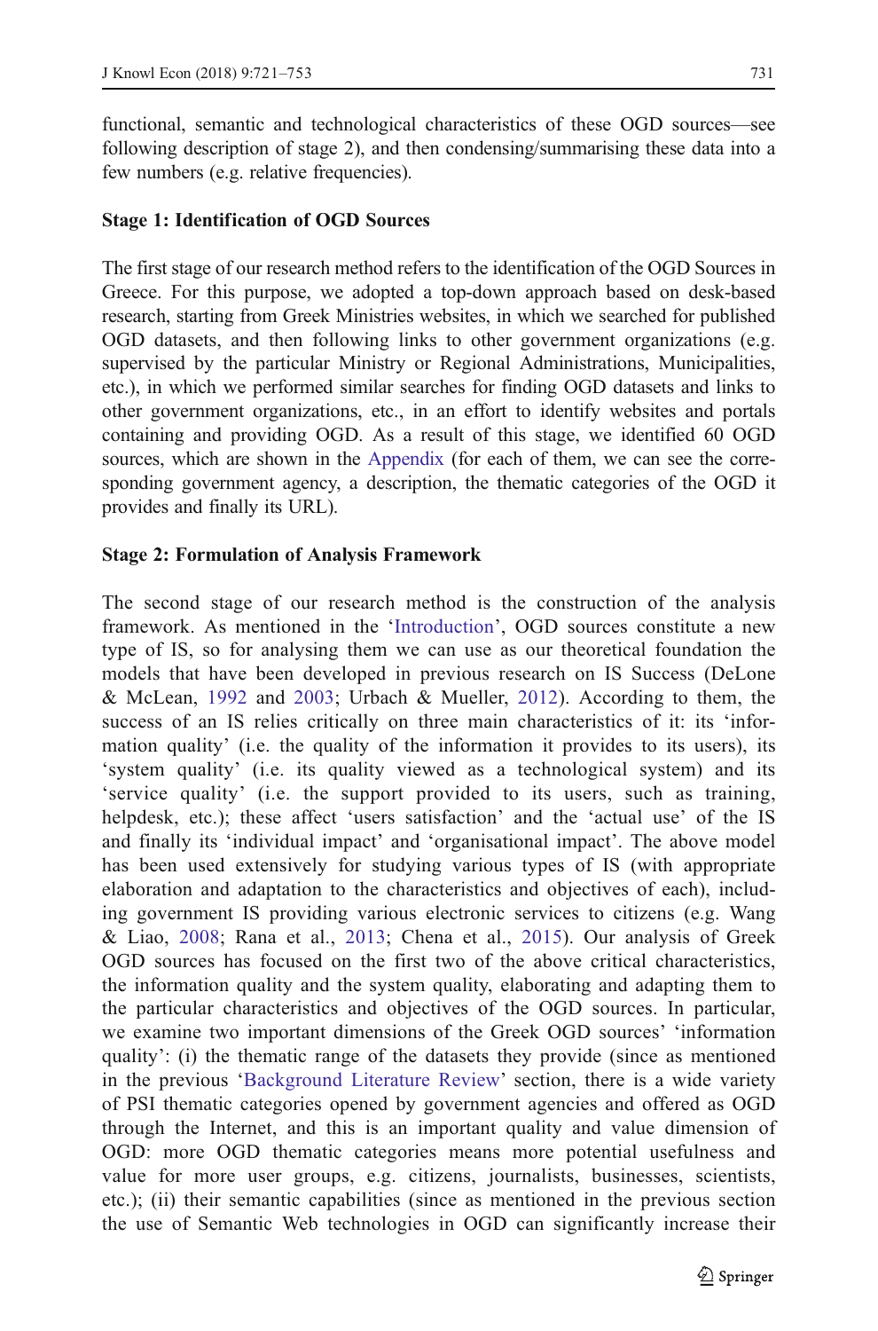functional, semantic and technological characteristics of these OGD sources—see following description of stage 2), and then condensing/summarising these data into a few numbers (e.g. relative frequencies).

**Stage 1: Identification of OGD Sources**

The first stage of our research method refers to the identification of the OGD Sources in Greece. For this purpose, we adopted a top-down approach based on desk-based research, starting from Greek Ministries websites, in which we searched for published OGD datasets, and then following links to other government organizations (e.g. supervised by the particular Ministry or Regional Administrations, Municipalities, etc.), in which we performed similar searches for finding OGD datasets and links to other government organizations, etc., in an effort to identify websites and portals containing and providing OGD. As a result of this stage, we identified 60 OGD sources, which are shown in the Appendix (for each of them, we can see the corresponding government agency, a description, the thematic categories of the OGD it provides and finally its URL).

**Stage 2: Formulation of Analysis Framework**

The second stage of our research method is the construction of the analysis framework. As mentioned in the 'Introduction', OGD sources constitute a new type of IS, so for analysing them we can use as our theoretical foundation the models that have been developed in previous research on IS Success (DeLone & McLean, 1992 and 2003; Urbach & Mueller, 2012). According to them, the success of an IS relies critically on three main characteristics of it: its 'information quality' (i.e. the quality of the information it provides to its users), its 'system quality' (i.e. its quality viewed as a technological system) and its 'service quality' (i.e. the support provided to its users, such as training, helpdesk, etc.); these affect 'users satisfaction' and the 'actual use' of the IS and finally its 'individual impact' and 'organisational impact'. The above model has been used extensively for studying various types of IS (with appropriate elaboration and adaptation to the characteristics and objectives of each), including government IS providing various electronic services to citizens (e.g. Wang & Liao, 2008; Rana et al., 2013; Chena et al., 2015). Our analysis of Greek OGD sources has focused on the first two of the above critical characteristics, the information quality and the system quality, elaborating and adapting them to the particular characteristics and objectives of the OGD sources. In particular, we examine two important dimensions of the Greek OGD sources' 'information quality': (i) the thematic range of the datasets they provide (since as mentioned in the previous 'Background Literature Review' section, there is a wide variety of PSI thematic categories opened by government agencies and offered as OGD through the Internet, and this is an important quality and value dimension of OGD: more OGD thematic categories means more potential usefulness and value for more user groups, e.g. citizens, journalists, businesses, scientists, etc.); (ii) their semantic capabilities (since as mentioned in the previous section the use of Semantic Web technologies in OGD can significantly increase their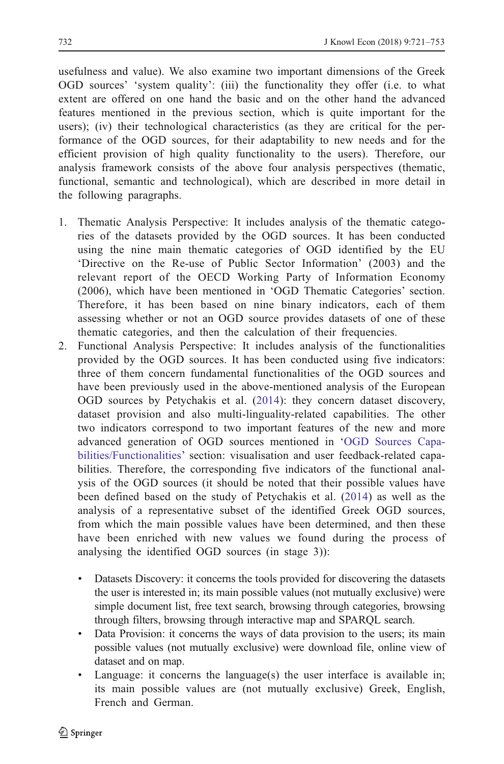usefulness and value). We also examine two important dimensions of the Greek OGD sources' 'system quality': (iii) the functionality they offer (i.e. to what extent are offered on one hand the basic and on the other hand the advanced features mentioned in the previous section, which is quite important for the users); (iv) their technological characteristics (as they are critical for the performance of the OGD sources, for their adaptability to new needs and for the efficient provision of high quality functionality to the users). Therefore, our analysis framework consists of the above four analysis perspectives (thematic, functional, semantic and technological), which are described in more detail in the following paragraphs.

1. Thematic Analysis Perspective: It includes analysis of the thematic categories of the datasets provided by the OGD sources. It has been conducted using the nine main thematic categories of OGD identified by the EU 'Directive on the Re-use of Public Sector Information' (2003) and the relevant report of the OECD Working Party of Information Economy (2006), which have been mentioned in 'OGD Thematic Categories' section. Therefore, it has been based on nine binary indicators, each of them assessing whether or not an OGD source provides datasets of one of these thematic categories, and then the calculation of their frequencies.
2. Functional Analysis Perspective: It includes analysis of the functionalities provided by the OGD sources. It has been conducted using five indicators: three of them concern fundamental functionalities of the OGD sources and have been previously used in the above-mentioned analysis of the European OGD sources by Petychakis et al. (2014): they concern dataset discovery, dataset provision and also multi-linguality-related capabilities. The other two indicators correspond to two important features of the new and more advanced generation of OGD sources mentioned in 'OGD Sources Capabilities/Functionalities' section: visualisation and user feedback-related capabilities. Therefore, the corresponding five indicators of the functional analysis of the OGD sources (it should be noted that their possible values have been defined based on the study of Petychakis et al. (2014) as well as the analysis of a representative subset of the identified Greek OGD sources, from which the main possible values have been determined, and then these have been enriched with new values we found during the process of analysing the identified OGD sources (in stage 3)):

   - Datasets Discovery: it concerns the tools provided for discovering the datasets the user is interested in; its main possible values (not mutually exclusive) were simple document list, free text search, browsing through categories, browsing through filters, browsing through interactive map and SPARQL search.
   - Data Provision: it concerns the ways of data provision to the users; its main possible values (not mutually exclusive) were download file, online view of dataset and on map.
   - Language: it concerns the language(s) the user interface is available in; its main possible values are (not mutually exclusive) Greek, English, French and German.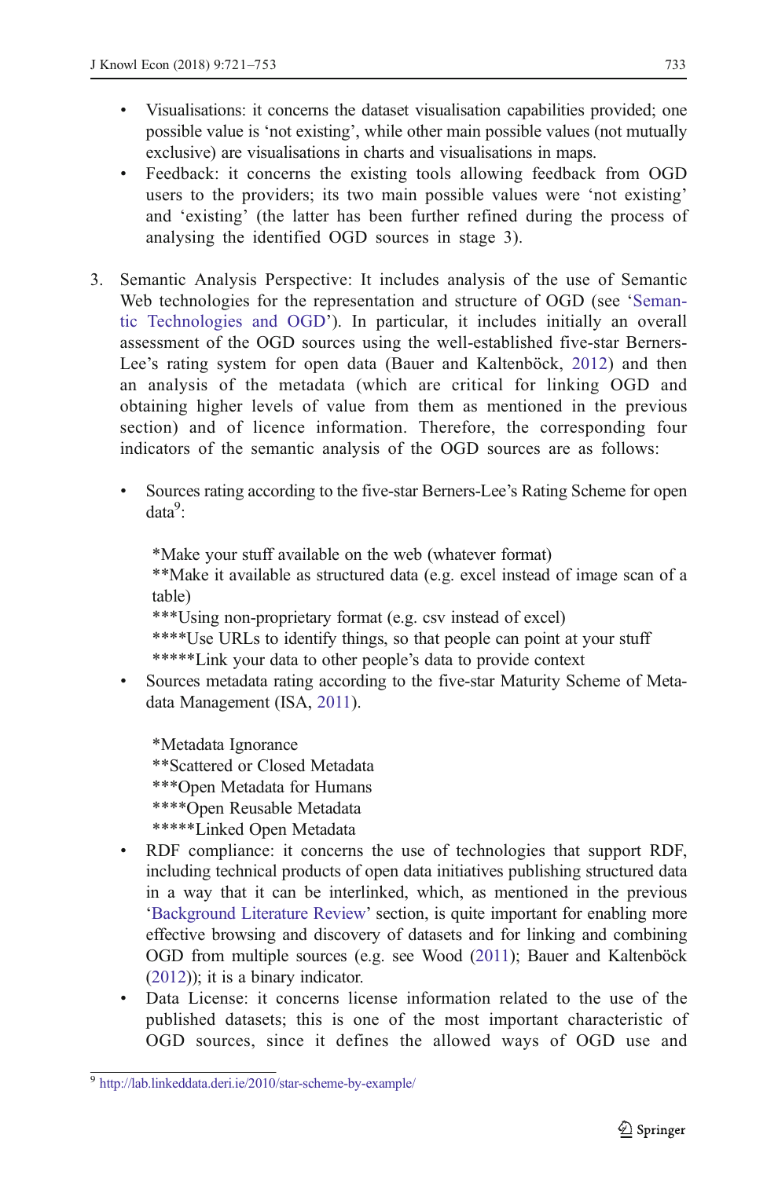- Visualisations: it concerns the dataset visualisation capabilities provided; one possible value is 'not existing', while other main possible values (not mutually exclusive) are visualisations in charts and visualisations in maps.
- Feedback: it concerns the existing tools allowing feedback from OGD users to the providers; its two main possible values were 'not existing' and 'existing' (the latter has been further refined during the process of analysing the identified OGD sources in stage 3).

3. Semantic Analysis Perspective: It includes analysis of the use of Semantic Web technologies for the representation and structure of OGD (see 'Semantic Technologies and OGD'). In particular, it includes initially an overall assessment of the OGD sources using the well-established five-star Berners-Lee's rating system for open data (Bauer and Kaltenböck, 2012) and then an analysis of the metadata (which are critical for linking OGD and obtaining higher levels of value from them as mentioned in the previous section) and of licence information. Therefore, the corresponding four indicators of the semantic analysis of the OGD sources are as follows:

   - Sources rating according to the five-star Berners-Lee's Rating Scheme for open data[9]:

     *Make your stuff available on the web (whatever format)
     **Make it available as structured data (e.g. excel instead of image scan of a table)
     ***Using non-proprietary format (e.g. csv instead of excel)
     ****Use URLs to identify things, so that people can point at your stuff
     *****Link your data to other people's data to provide context

   - Sources metadata rating according to the five-star Maturity Scheme of Metadata Management (ISA, 2011).

     *Metadata Ignorance
     **Scattered or Closed Metadata
     ***Open Metadata for Humans
     ****Open Reusable Metadata
     *****Linked Open Metadata

   - RDF compliance: it concerns the use of technologies that support RDF, including technical products of open data initiatives publishing structured data in a way that it can be interlinked, which, as mentioned in the previous 'Background Literature Review' section, is quite important for enabling more effective browsing and discovery of datasets and for linking and combining OGD from multiple sources (e.g. see Wood (2011); Bauer and Kaltenböck (2012)); it is a binary indicator.
   - Data License: it concerns license information related to the use of the published datasets; this is one of the most important characteristic of OGD sources, since it defines the allowed ways of OGD use and

[9] http://lab.linkeddata.deri.ie/2010/star-scheme-by-example/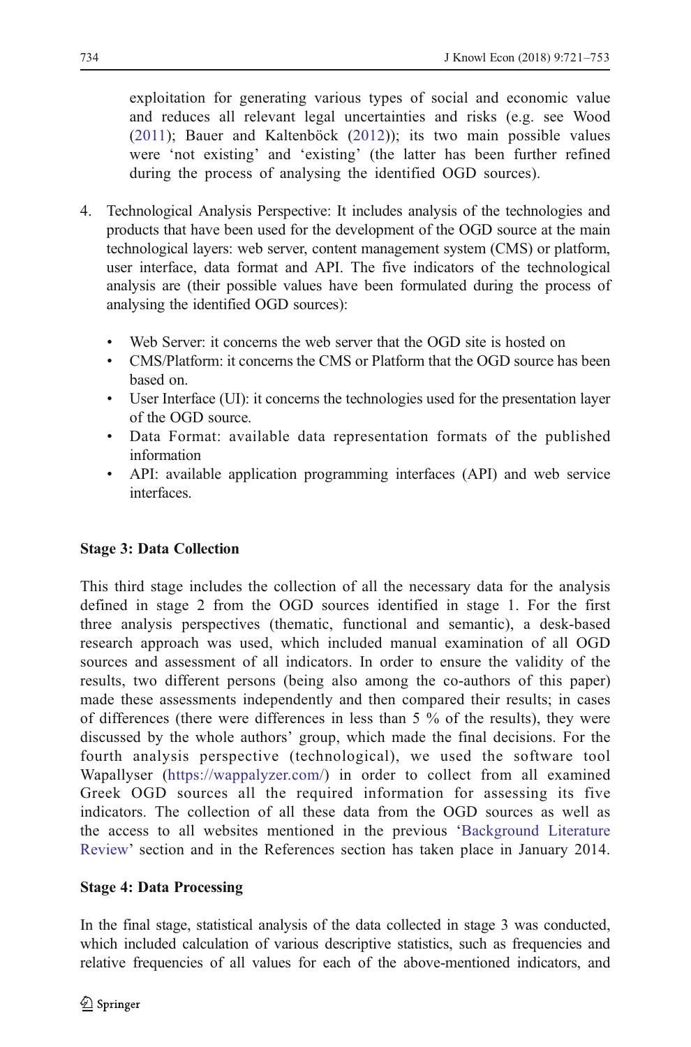exploitation for generating various types of social and economic value and reduces all relevant legal uncertainties and risks (e.g. see Wood (2011); Bauer and Kaltenböck (2012)); its two main possible values were 'not existing' and 'existing' (the latter has been further refined during the process of analysing the identified OGD sources).

4. Technological Analysis Perspective: It includes analysis of the technologies and products that have been used for the development of the OGD source at the main technological layers: web server, content management system (CMS) or platform, user interface, data format and API. The five indicators of the technological analysis are (their possible values have been formulated during the process of analysing the identified OGD sources):

   - Web Server: it concerns the web server that the OGD site is hosted on
   - CMS/Platform: it concerns the CMS or Platform that the OGD source has been based on.
   - User Interface (UI): it concerns the technologies used for the presentation layer of the OGD source.
   - Data Format: available data representation formats of the published information
   - API: available application programming interfaces (API) and web service interfaces.

**Stage 3: Data Collection**

This third stage includes the collection of all the necessary data for the analysis defined in stage 2 from the OGD sources identified in stage 1. For the first three analysis perspectives (thematic, functional and semantic), a desk-based research approach was used, which included manual examination of all OGD sources and assessment of all indicators. In order to ensure the validity of the results, two different persons (being also among the co-authors of this paper) made these assessments independently and then compared their results; in cases of differences (there were differences in less than 5 % of the results), they were discussed by the whole authors' group, which made the final decisions. For the fourth analysis perspective (technological), we used the software tool Wapallyser (https://wappalyzer.com/) in order to collect from all examined Greek OGD sources all the required information for assessing its five indicators. The collection of all these data from the OGD sources as well as the access to all websites mentioned in the previous 'Background Literature Review' section and in the References section has taken place in January 2014.

**Stage 4: Data Processing**

In the final stage, statistical analysis of the data collected in stage 3 was conducted, which included calculation of various descriptive statistics, such as frequencies and relative frequencies of all values for each of the above-mentioned indicators, and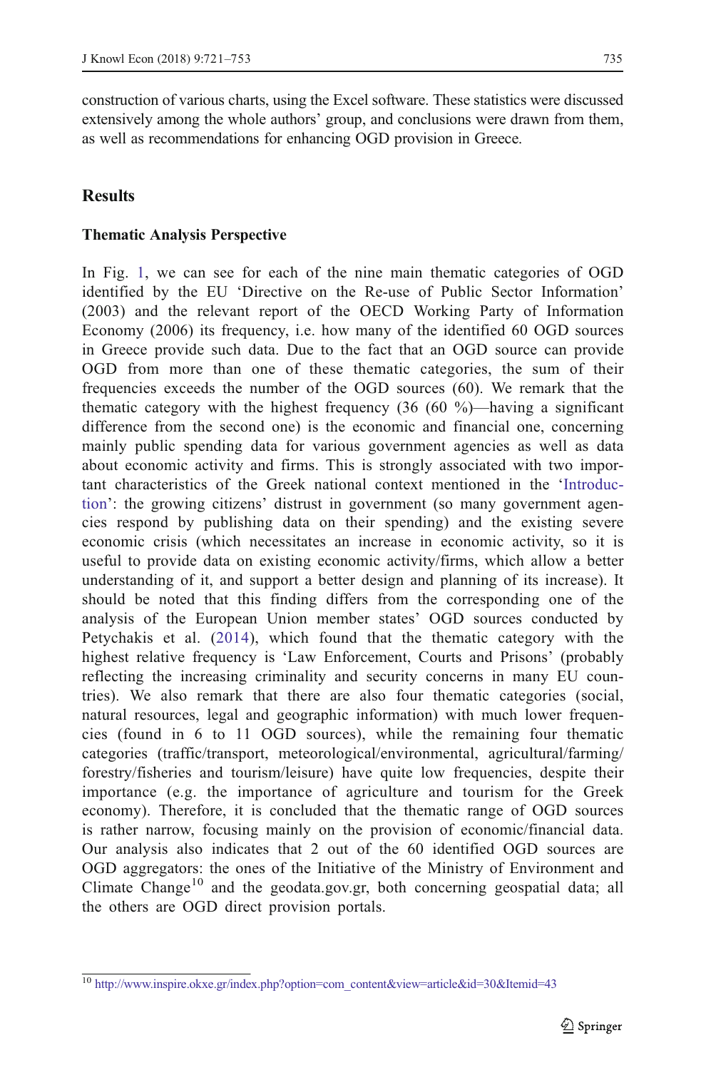construction of various charts, using the Excel software. These statistics were discussed extensively among the whole authors' group, and conclusions were drawn from them, as well as recommendations for enhancing OGD provision in Greece.

## Results

### Thematic Analysis Perspective

In Fig. 1, we can see for each of the nine main thematic categories of OGD identified by the EU 'Directive on the Re-use of Public Sector Information' (2003) and the relevant report of the OECD Working Party of Information Economy (2006) its frequency, i.e. how many of the identified 60 OGD sources in Greece provide such data. Due to the fact that an OGD source can provide OGD from more than one of these thematic categories, the sum of their frequencies exceeds the number of the OGD sources (60). We remark that the thematic category with the highest frequency (36 (60 %)—having a significant difference from the second one) is the economic and financial one, concerning mainly public spending data for various government agencies as well as data about economic activity and firms. This is strongly associated with two important characteristics of the Greek national context mentioned in the 'Introduction': the growing citizens' distrust in government (so many government agencies respond by publishing data on their spending) and the existing severe economic crisis (which necessitates an increase in economic activity, so it is useful to provide data on existing economic activity/firms, which allow a better understanding of it, and support a better design and planning of its increase). It should be noted that this finding differs from the corresponding one of the analysis of the European Union member states' OGD sources conducted by Petychakis et al. (2014), which found that the thematic category with the highest relative frequency is 'Law Enforcement, Courts and Prisons' (probably reflecting the increasing criminality and security concerns in many EU countries). We also remark that there are also four thematic categories (social, natural resources, legal and geographic information) with much lower frequencies (found in 6 to 11 OGD sources), while the remaining four thematic categories (traffic/transport, meteorological/environmental, agricultural/farming/forestry/fisheries and tourism/leisure) have quite low frequencies, despite their importance (e.g. the importance of agriculture and tourism for the Greek economy). Therefore, it is concluded that the thematic range of OGD sources is rather narrow, focusing mainly on the provision of economic/financial data. Our analysis also indicates that 2 out of the 60 identified OGD sources are OGD aggregators: the ones of the Initiative of the Ministry of Environment and Climate Change[10] and the geodata.gov.gr, both concerning geospatial data; all the others are OGD direct provision portals.

[10] http://www.inspire.okxe.gr/index.php?option=com_content&view=article&id=30&Itemid=43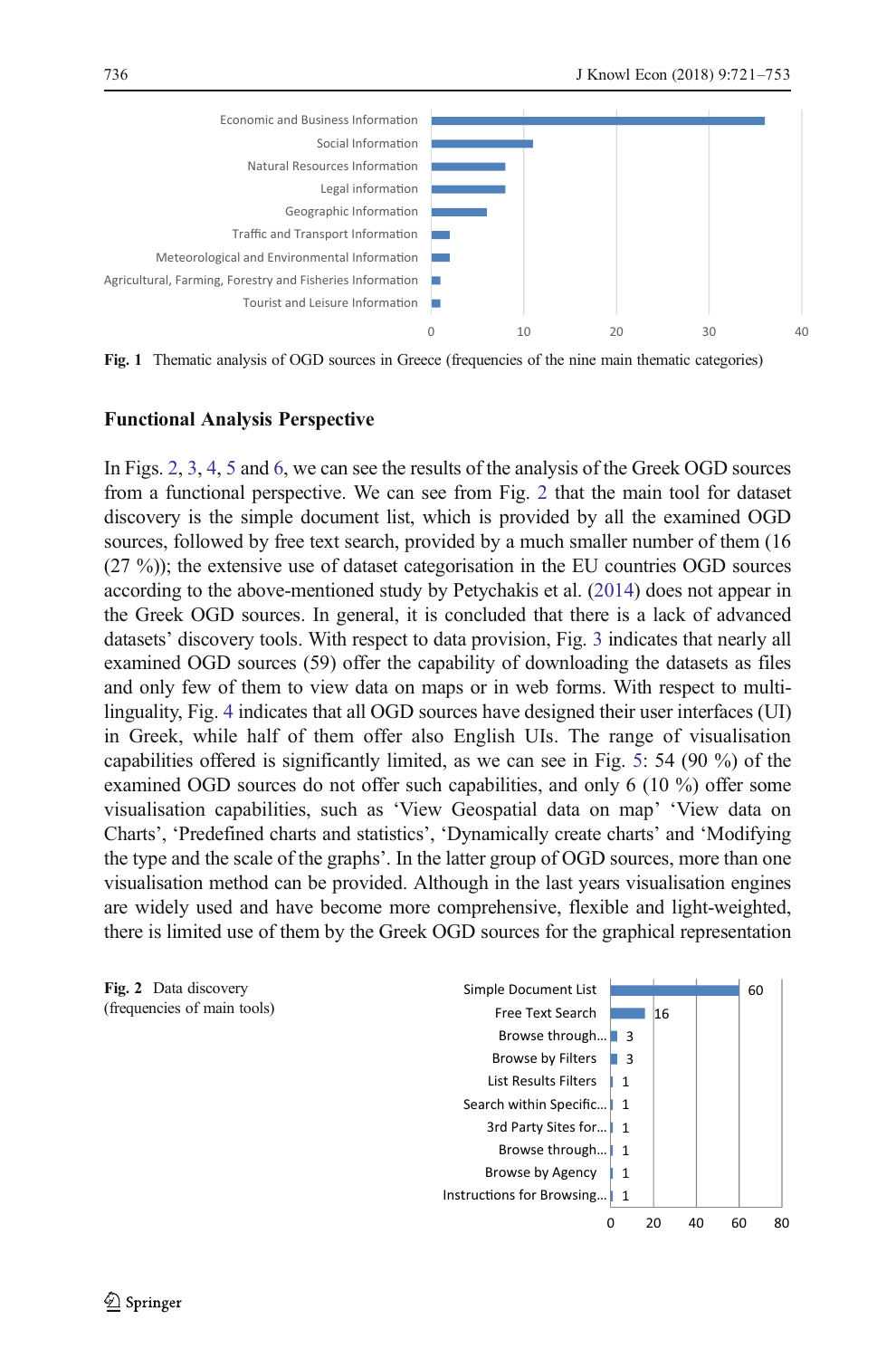Fig. 1 Thematic analysis of OGD sources in Greece (frequencies of the nine main thematic categories)

### Functional Analysis Perspective

In Figs. 2, 3, 4, 5 and 6, we can see the results of the analysis of the Greek OGD sources from a functional perspective. We can see from Fig. 2 that the main tool for dataset discovery is the simple document list, which is provided by all the examined OGD sources, followed by free text search, provided by a much smaller number of them (16 (27 %)); the extensive use of dataset categorisation in the EU countries OGD sources according to the above-mentioned study by Petychakis et al. (2014) does not appear in the Greek OGD sources. In general, it is concluded that there is a lack of advanced datasets' discovery tools. With respect to data provision, Fig. 3 indicates that nearly all examined OGD sources (59) offer the capability of downloading the datasets as files and only few of them to view data on maps or in web forms. With respect to multi-linguality, Fig. 4 indicates that all OGD sources have designed their user interfaces (UI) in Greek, while half of them offer also English UIs. The range of visualisation capabilities offered is significantly limited, as we can see in Fig. 5: 54 (90 %) of the examined OGD sources do not offer such capabilities, and only 6 (10 %) offer some visualisation capabilities, such as 'View Geospatial data on map' 'View data on Charts', 'Predefined charts and statistics', 'Dynamically create charts' and 'Modifying the type and the scale of the graphs'. In the latter group of OGD sources, more than one visualisation method can be provided. Although in the last years visualisation engines are widely used and have become more comprehensive, flexible and light-weighted, there is limited use of them by the Greek OGD sources for the graphical representation

Fig. 2 Data discovery (frequencies of main tools)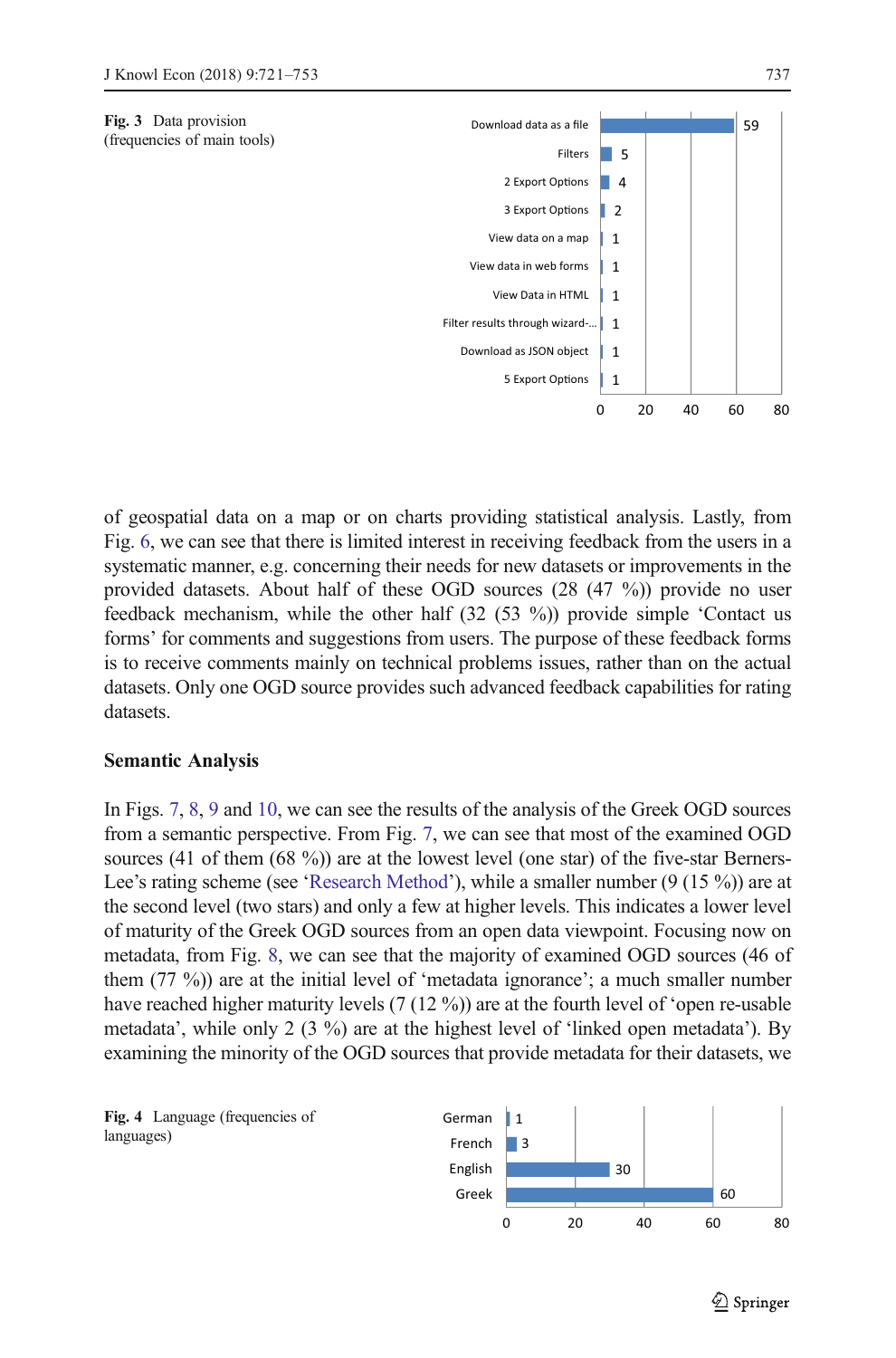**Fig. 3** Data provision (frequencies of main tools)

**Fig. 3 data**

| Tool | Frequency |
| --- | --- |
| Download data as a file | 59 |
| Filters | 5 |
| 2 Export Options | 4 |
| 3 Export Options | 2 |
| View data on a map | 1 |
| View data in web forms | 1 |
| View Data in HTML | 1 |
| Filter results through wizard-... | 1 |
| Download as JSON object | 1 |
| 5 Export Options | 1 |

of geospatial data on a map or on charts providing statistical analysis. Lastly, from Fig. 6, we can see that there is limited interest in receiving feedback from the users in a systematic manner, e.g. concerning their needs for new datasets or improvements in the provided datasets. About half of these OGD sources (28 (47 %)) provide no user feedback mechanism, while the other half (32 (53 %)) provide simple 'Contact us forms' for comments and suggestions from users. The purpose of these feedback forms is to receive comments mainly on technical problems issues, rather than on the actual datasets. Only one OGD source provides such advanced feedback capabilities for rating datasets.

## Semantic Analysis

In Figs. 7, 8, 9 and 10, we can see the results of the analysis of the Greek OGD sources from a semantic perspective. From Fig. 7, we can see that most of the examined OGD sources (41 of them (68 %)) are at the lowest level (one star) of the five-star Berners-Lee's rating scheme (see 'Research Method'), while a smaller number (9 (15 %)) are at the second level (two stars) and only a few at higher levels. This indicates a lower level of maturity of the Greek OGD sources from an open data viewpoint. Focusing now on metadata, from Fig. 8, we can see that the majority of examined OGD sources (46 of them (77 %)) are at the initial level of 'metadata ignorance'; a much smaller number have reached higher maturity levels (7 (12 %)) are at the fourth level of 'open re-usable metadata', while only 2 (3 %) are at the highest level of 'linked open metadata'). By examining the minority of the OGD sources that provide metadata for their datasets, we

**Fig. 4** Language (frequencies of languages)

**Fig. 4 data**

| Language | Frequency |
| --- | --- |
| German | 1 |
| French | 3 |
| English | 30 |
| Greek | 60 |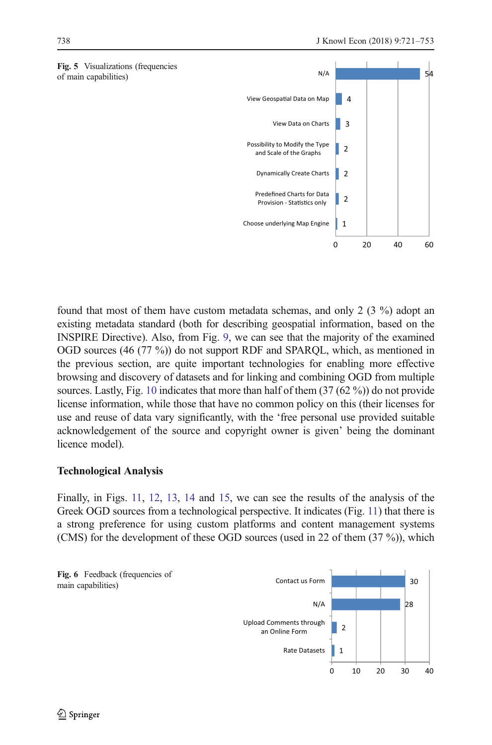Fig. 5 Visualizations (frequencies of main capabilities)

| Capability | Frequency |
| --- | --- |
| N/A | 54 |
| View Geospatial Data on Map | 4 |
| View Data on Charts | 3 |
| Possibility to Modify the Type and Scale of the Graphs | 2 |
| Dynamically Create Charts | 2 |
| Predefined Charts for Data Provision - Statistics only | 2 |
| Choose underlying Map Engine | 1 |

found that most of them have custom metadata schemas, and only 2 (3 %) adopt an existing metadata standard (both for describing geospatial information, based on the INSPIRE Directive). Also, from Fig. 9, we can see that the majority of the examined OGD sources (46 (77 %)) do not support RDF and SPARQL, which, as mentioned in the previous section, are quite important technologies for enabling more effective browsing and discovery of datasets and for linking and combining OGD from multiple sources. Lastly, Fig. 10 indicates that more than half of them (37 (62 %)) do not provide license information, while those that have no common policy on this (their licenses for use and reuse of data vary significantly, with the 'free personal use provided suitable acknowledgement of the source and copyright owner is given' being the dominant licence model).

### Technological Analysis

Finally, in Figs. 11, 12, 13, 14 and 15, we can see the results of the analysis of the Greek OGD sources from a technological perspective. It indicates (Fig. 11) that there is a strong preference for using custom platforms and content management systems (CMS) for the development of these OGD sources (used in 22 of them (37 %)), which

Fig. 6 Feedback (frequencies of main capabilities)

| Capability | Frequency |
| --- | --- |
| Contact us Form | 30 |
| N/A | 28 |
| Upload Comments through an Online Form | 2 |
| Rate Datasets | 1 |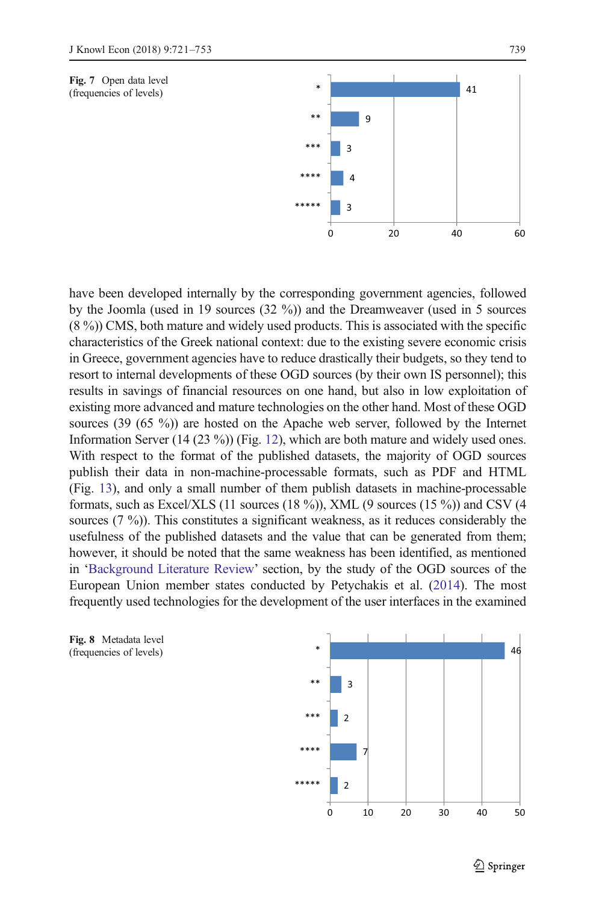Fig. 7 Open data level (frequencies of levels)

| Level | Frequency |
|---|---|
| * | 41 |
| ** | 9 |
| *** | 3 |
| **** | 4 |
| ***** | 3 |

have been developed internally by the corresponding government agencies, followed by the Joomla (used in 19 sources (32 %)) and the Dreamweaver (used in 5 sources (8 %)) CMS, both mature and widely used products. This is associated with the specific characteristics of the Greek national context: due to the existing severe economic crisis in Greece, government agencies have to reduce drastically their budgets, so they tend to resort to internal developments of these OGD sources (by their own IS personnel); this results in savings of financial resources on one hand, but also in low exploitation of existing more advanced and mature technologies on the other hand. Most of these OGD sources (39 (65 %)) are hosted on the Apache web server, followed by the Internet Information Server (14 (23 %)) (Fig. 12), which are both mature and widely used ones. With respect to the format of the published datasets, the majority of OGD sources publish their data in non-machine-processable formats, such as PDF and HTML (Fig. 13), and only a small number of them publish datasets in machine-processable formats, such as Excel/XLS (11 sources (18 %)), XML (9 sources (15 %)) and CSV (4 sources (7 %)). This constitutes a significant weakness, as it reduces considerably the usefulness of the published datasets and the value that can be generated from them; however, it should be noted that the same weakness has been identified, as mentioned in 'Background Literature Review' section, by the study of the OGD sources of the European Union member states conducted by Petychakis et al. (2014). The most frequently used technologies for the development of the user interfaces in the examined

Fig. 8 Metadata level (frequencies of levels)

| Level | Frequency |
|---|---|
| * | 46 |
| ** | 3 |
| *** | 2 |
| **** | 7 |
| ***** | 2 |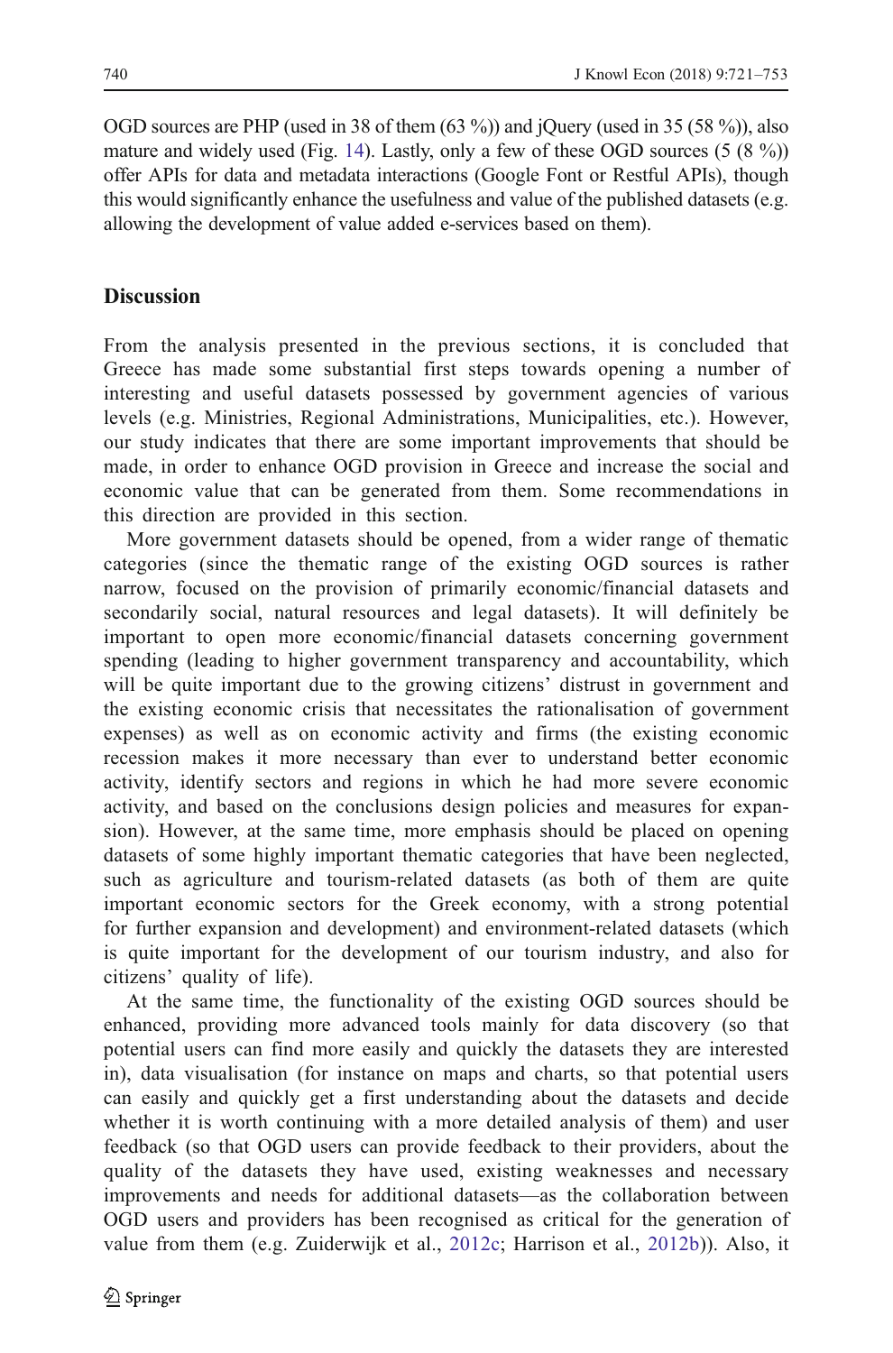OGD sources are PHP (used in 38 of them (63 %)) and jQuery (used in 35 (58 %)), also mature and widely used (Fig. 14). Lastly, only a few of these OGD sources (5 (8 %)) offer APIs for data and metadata interactions (Google Font or Restful APIs), though this would significantly enhance the usefulness and value of the published datasets (e.g. allowing the development of value added e-services based on them).

## Discussion

From the analysis presented in the previous sections, it is concluded that Greece has made some substantial first steps towards opening a number of interesting and useful datasets possessed by government agencies of various levels (e.g. Ministries, Regional Administrations, Municipalities, etc.). However, our study indicates that there are some important improvements that should be made, in order to enhance OGD provision in Greece and increase the social and economic value that can be generated from them. Some recommendations in this direction are provided in this section.

More government datasets should be opened, from a wider range of thematic categories (since the thematic range of the existing OGD sources is rather narrow, focused on the provision of primarily economic/financial datasets and secondarily social, natural resources and legal datasets). It will definitely be important to open more economic/financial datasets concerning government spending (leading to higher government transparency and accountability, which will be quite important due to the growing citizens' distrust in government and the existing economic crisis that necessitates the rationalisation of government expenses) as well as on economic activity and firms (the existing economic recession makes it more necessary than ever to understand better economic activity, identify sectors and regions in which he had more severe economic activity, and based on the conclusions design policies and measures for expansion). However, at the same time, more emphasis should be placed on opening datasets of some highly important thematic categories that have been neglected, such as agriculture and tourism-related datasets (as both of them are quite important economic sectors for the Greek economy, with a strong potential for further expansion and development) and environment-related datasets (which is quite important for the development of our tourism industry, and also for citizens' quality of life).

At the same time, the functionality of the existing OGD sources should be enhanced, providing more advanced tools mainly for data discovery (so that potential users can find more easily and quickly the datasets they are interested in), data visualisation (for instance on maps and charts, so that potential users can easily and quickly get a first understanding about the datasets and decide whether it is worth continuing with a more detailed analysis of them) and user feedback (so that OGD users can provide feedback to their providers, about the quality of the datasets they have used, existing weaknesses and necessary improvements and needs for additional datasets—as the collaboration between OGD users and providers has been recognised as critical for the generation of value from them (e.g. Zuiderwijk et al., 2012c; Harrison et al., 2012b)). Also, it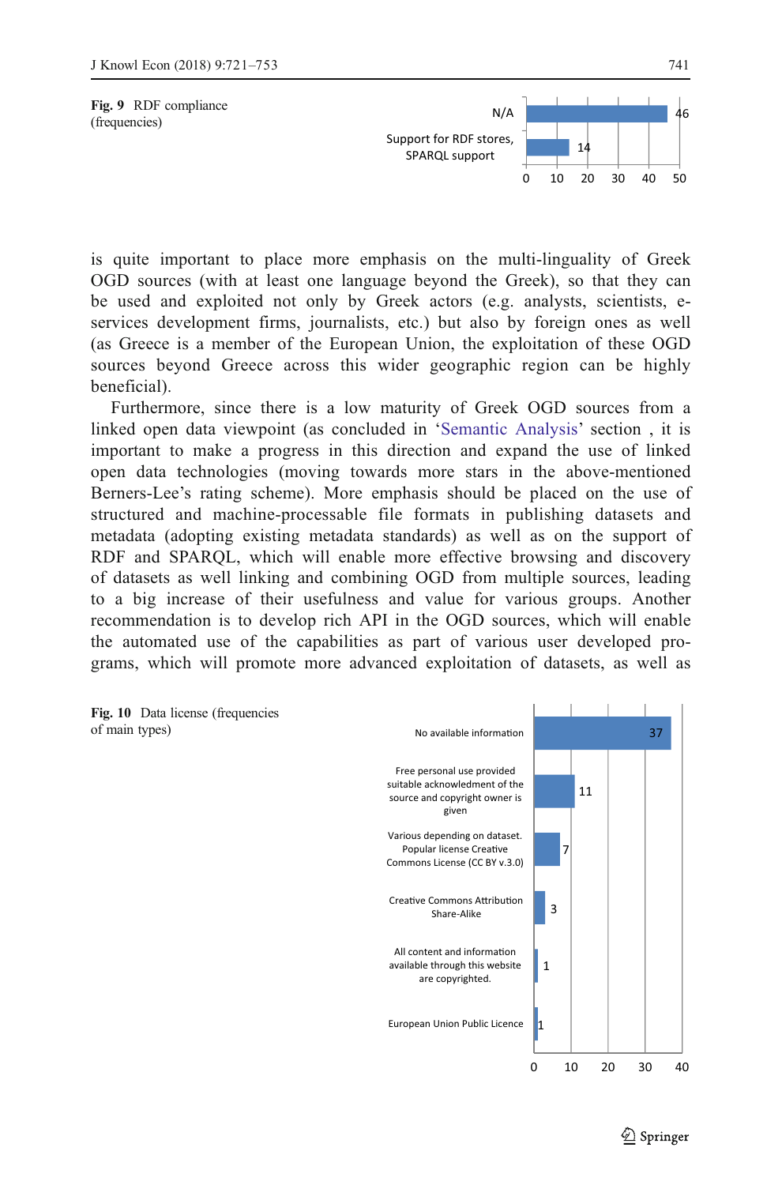**Fig. 9** RDF compliance (frequencies)

| | Frequency |
|---|---|
| N/A | 46 |
| Support for RDF stores, SPARQL support | 14 |

is quite important to place more emphasis on the multi-linguality of Greek OGD sources (with at least one language beyond the Greek), so that they can be used and exploited not only by Greek actors (e.g. analysts, scientists, e-services development firms, journalists, etc.) but also by foreign ones as well (as Greece is a member of the European Union, the exploitation of these OGD sources beyond Greece across this wider geographic region can be highly beneficial).

Furthermore, since there is a low maturity of Greek OGD sources from a linked open data viewpoint (as concluded in 'Semantic Analysis' section , it is important to make a progress in this direction and expand the use of linked open data technologies (moving towards more stars in the above-mentioned Berners-Lee's rating scheme). More emphasis should be placed on the use of structured and machine-processable file formats in publishing datasets and metadata (adopting existing metadata standards) as well as on the support of RDF and SPARQL, which will enable more effective browsing and discovery of datasets as well linking and combining OGD from multiple sources, leading to a big increase of their usefulness and value for various groups. Another recommendation is to develop rich API in the OGD sources, which will enable the automated use of the capabilities as part of various user developed programs, which will promote more advanced exploitation of datasets, as well as

**Fig. 10** Data license (frequencies of main types)

| | Frequency |
|---|---|
| No available information | 37 |
| Free personal use provided suitable acknowledment of the source and copyright owner is given | 11 |
| Various depending on dataset. Popular license Creative Commons License (CC BY v.3.0) | 7 |
| Creative Commons Attribution Share-Alike | 3 |
| All content and information available through this website are copyrighted. | 1 |
| European Union Public Licence | 1 |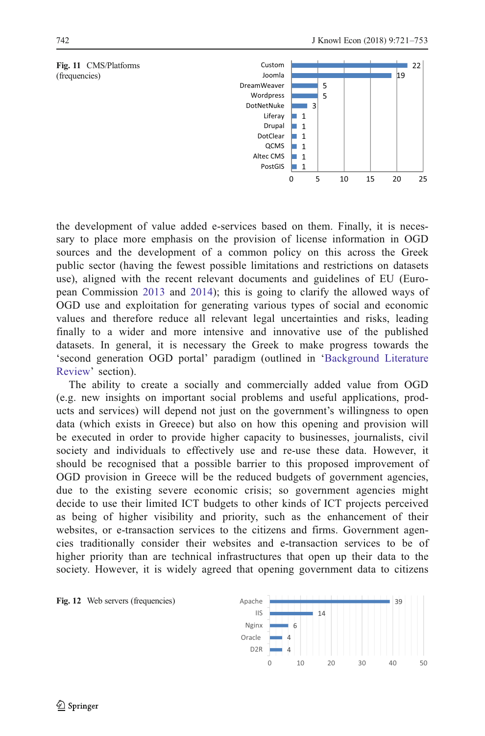**Fig. 11** CMS/Platforms (frequencies)

Custom 22
Joomla 19
DreamWeaver 5
Wordpress 5
DotNetNuke 3
Liferay 1
Drupal 1
DotClear 1
QCMS 1
Altec CMS 1
PostGIS 1

0 5 10 15 20 25

the development of value added e-services based on them. Finally, it is necessary to place more emphasis on the provision of license information in OGD sources and the development of a common policy on this across the Greek public sector (having the fewest possible limitations and restrictions on datasets use), aligned with the recent relevant documents and guidelines of EU (European Commission 2013 and 2014); this is going to clarify the allowed ways of OGD use and exploitation for generating various types of social and economic values and therefore reduce all relevant legal uncertainties and risks, leading finally to a wider and more intensive and innovative use of the published datasets. In general, it is necessary the Greek to make progress towards the 'second generation OGD portal' paradigm (outlined in 'Background Literature Review' section).

The ability to create a socially and commercially added value from OGD (e.g. new insights on important social problems and useful applications, products and services) will depend not just on the government's willingness to open data (which exists in Greece) but also on how this opening and provision will be executed in order to provide higher capacity to businesses, journalists, civil society and individuals to effectively use and re-use these data. However, it should be recognised that a possible barrier to this proposed improvement of OGD provision in Greece will be the reduced budgets of government agencies, due to the existing severe economic crisis; so government agencies might decide to use their limited ICT budgets to other kinds of ICT projects perceived as being of higher visibility and priority, such as the enhancement of their websites, or e-transaction services to the citizens and firms. Government agencies traditionally consider their websites and e-transaction services to be of higher priority than are technical infrastructures that open up their data to the society. However, it is widely agreed that opening government data to citizens

**Fig. 12** Web servers (frequencies)

Apache 39
IIS 14
Nginx 6
Oracle 4
D2R 4

0 10 20 30 40 50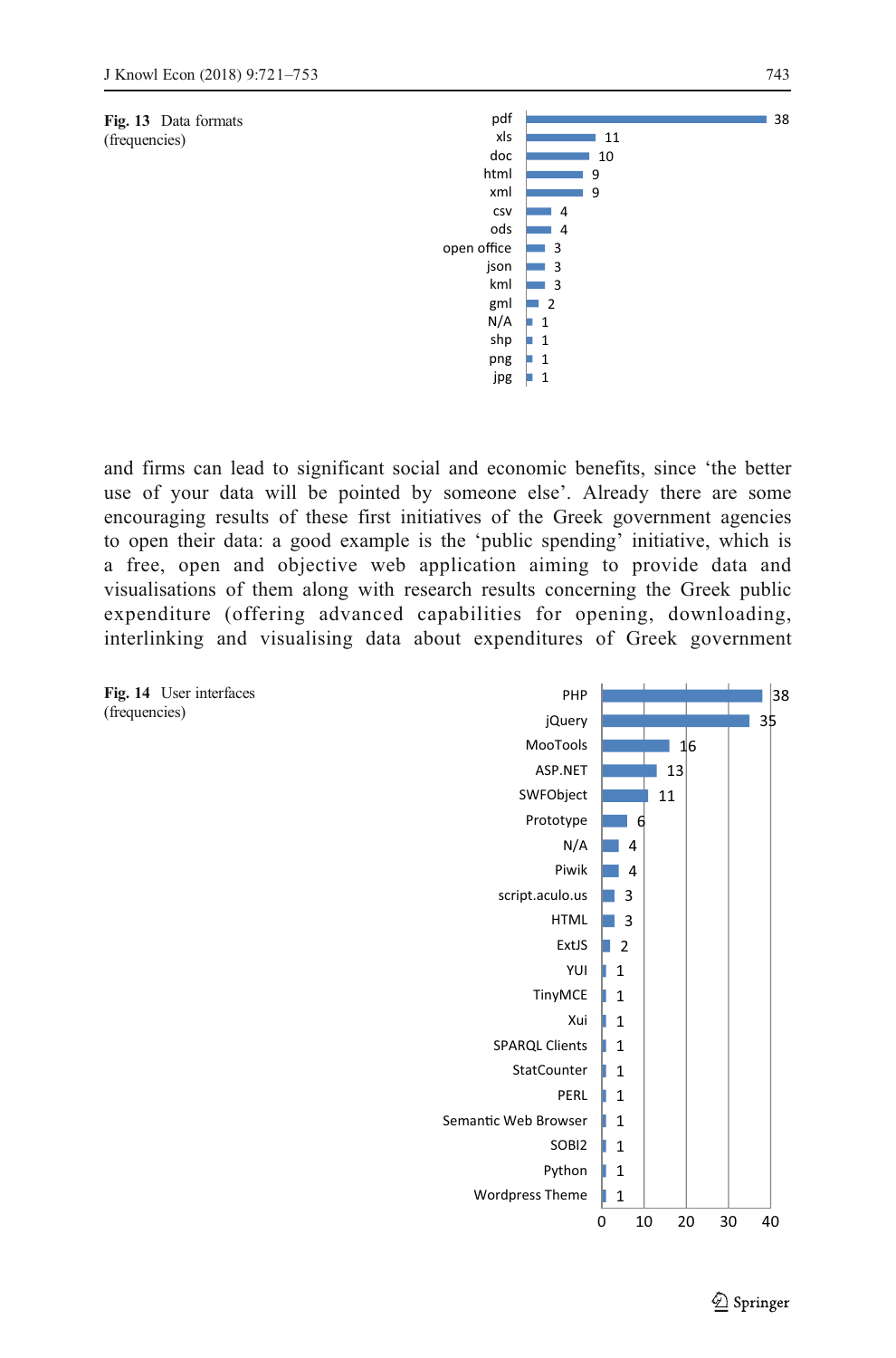**Fig. 13** Data formats (frequencies)

| Format | Frequency |
|---|---|
| pdf | 38 |
| xls | 11 |
| doc | 10 |
| html | 9 |
| xml | 9 |
| csv | 4 |
| ods | 4 |
| open office | 3 |
| json | 3 |
| kml | 3 |
| gml | 2 |
| N/A | 1 |
| shp | 1 |
| png | 1 |
| jpg | 1 |

and firms can lead to significant social and economic benefits, since 'the better use of your data will be pointed by someone else'. Already there are some encouraging results of these first initiatives of the Greek government agencies to open their data: a good example is the 'public spending' initiative, which is a free, open and objective web application aiming to provide data and visualisations of them along with research results concerning the Greek public expenditure (offering advanced capabilities for opening, downloading, interlinking and visualising data about expenditures of Greek government

**Fig. 14** User interfaces (frequencies)

| User interface | Frequency |
|---|---|
| PHP | 38 |
| jQuery | 35 |
| MooTools | 16 |
| ASP.NET | 13 |
| SWFObject | 11 |
| Prototype | 6 |
| N/A | 4 |
| Piwik | 4 |
| script.aculo.us | 3 |
| HTML | 3 |
| ExtJS | 2 |
| YUI | 1 |
| TinyMCE | 1 |
| Xui | 1 |
| SPARQL Clients | 1 |
| StatCounter | 1 |
| PERL | 1 |
| Semantic Web Browser | 1 |
| SOBI2 | 1 |
| Python | 1 |
| Wordpress Theme | 1 |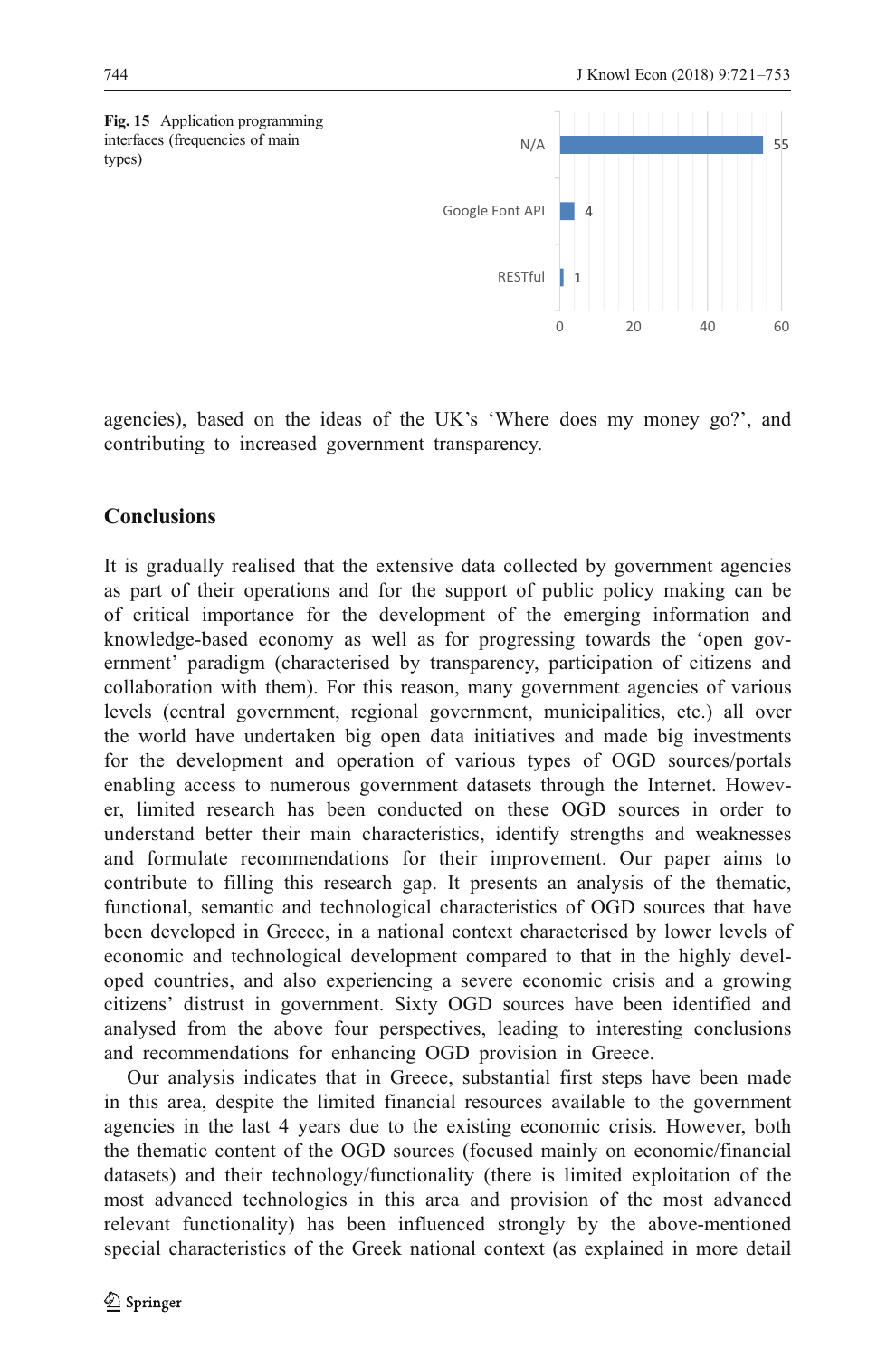**Fig. 15** Application programming interfaces (frequencies of main types)

| API type | Frequency |
| --- | --- |
| N/A | 55 |
| Google Font API | 4 |
| RESTful | 1 |

agencies), based on the ideas of the UK's 'Where does my money go?', and contributing to increased government transparency.

## Conclusions

It is gradually realised that the extensive data collected by government agencies as part of their operations and for the support of public policy making can be of critical importance for the development of the emerging information and knowledge-based economy as well as for progressing towards the 'open government' paradigm (characterised by transparency, participation of citizens and collaboration with them). For this reason, many government agencies of various levels (central government, regional government, municipalities, etc.) all over the world have undertaken big open data initiatives and made big investments for the development and operation of various types of OGD sources/portals enabling access to numerous government datasets through the Internet. However, limited research has been conducted on these OGD sources in order to understand better their main characteristics, identify strengths and weaknesses and formulate recommendations for their improvement. Our paper aims to contribute to filling this research gap. It presents an analysis of the thematic, functional, semantic and technological characteristics of OGD sources that have been developed in Greece, in a national context characterised by lower levels of economic and technological development compared to that in the highly developed countries, and also experiencing a severe economic crisis and a growing citizens' distrust in government. Sixty OGD sources have been identified and analysed from the above four perspectives, leading to interesting conclusions and recommendations for enhancing OGD provision in Greece.

Our analysis indicates that in Greece, substantial first steps have been made in this area, despite the limited financial resources available to the government agencies in the last 4 years due to the existing economic crisis. However, both the thematic content of the OGD sources (focused mainly on economic/financial datasets) and their technology/functionality (there is limited exploitation of the most advanced technologies in this area and provision of the most advanced relevant functionality) has been influenced strongly by the above-mentioned special characteristics of the Greek national context (as explained in more detail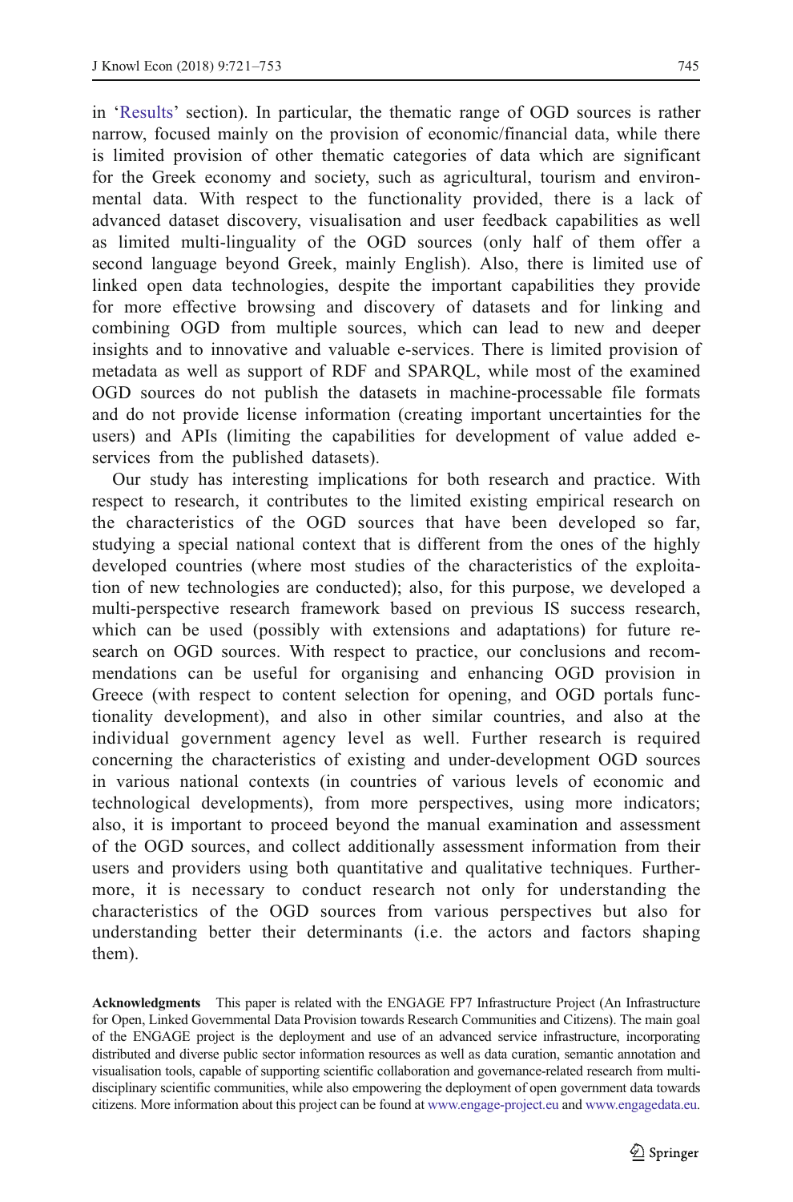in 'Results' section). In particular, the thematic range of OGD sources is rather narrow, focused mainly on the provision of economic/financial data, while there is limited provision of other thematic categories of data which are significant for the Greek economy and society, such as agricultural, tourism and environmental data. With respect to the functionality provided, there is a lack of advanced dataset discovery, visualisation and user feedback capabilities as well as limited multi-linguality of the OGD sources (only half of them offer a second language beyond Greek, mainly English). Also, there is limited use of linked open data technologies, despite the important capabilities they provide for more effective browsing and discovery of datasets and for linking and combining OGD from multiple sources, which can lead to new and deeper insights and to innovative and valuable e-services. There is limited provision of metadata as well as support of RDF and SPARQL, while most of the examined OGD sources do not publish the datasets in machine-processable file formats and do not provide license information (creating important uncertainties for the users) and APIs (limiting the capabilities for development of value added e-services from the published datasets).

Our study has interesting implications for both research and practice. With respect to research, it contributes to the limited existing empirical research on the characteristics of the OGD sources that have been developed so far, studying a special national context that is different from the ones of the highly developed countries (where most studies of the characteristics of the exploitation of new technologies are conducted); also, for this purpose, we developed a multi-perspective research framework based on previous IS success research, which can be used (possibly with extensions and adaptations) for future research on OGD sources. With respect to practice, our conclusions and recommendations can be useful for organising and enhancing OGD provision in Greece (with respect to content selection for opening, and OGD portals functionality development), and also in other similar countries, and also at the individual government agency level as well. Further research is required concerning the characteristics of existing and under-development OGD sources in various national contexts (in countries of various levels of economic and technological developments), from more perspectives, using more indicators; also, it is important to proceed beyond the manual examination and assessment of the OGD sources, and collect additionally assessment information from their users and providers using both quantitative and qualitative techniques. Furthermore, it is necessary to conduct research not only for understanding the characteristics of the OGD sources from various perspectives but also for understanding better their determinants (i.e. the actors and factors shaping them).

**Acknowledgments** This paper is related with the ENGAGE FP7 Infrastructure Project (An Infrastructure for Open, Linked Governmental Data Provision towards Research Communities and Citizens). The main goal of the ENGAGE project is the deployment and use of an advanced service infrastructure, incorporating distributed and diverse public sector information resources as well as data curation, semantic annotation and visualisation tools, capable of supporting scientific collaboration and governance-related research from multi-disciplinary scientific communities, while also empowering the deployment of open government data towards citizens. More information about this project can be found at www.engage-project.eu and www.engagedata.eu.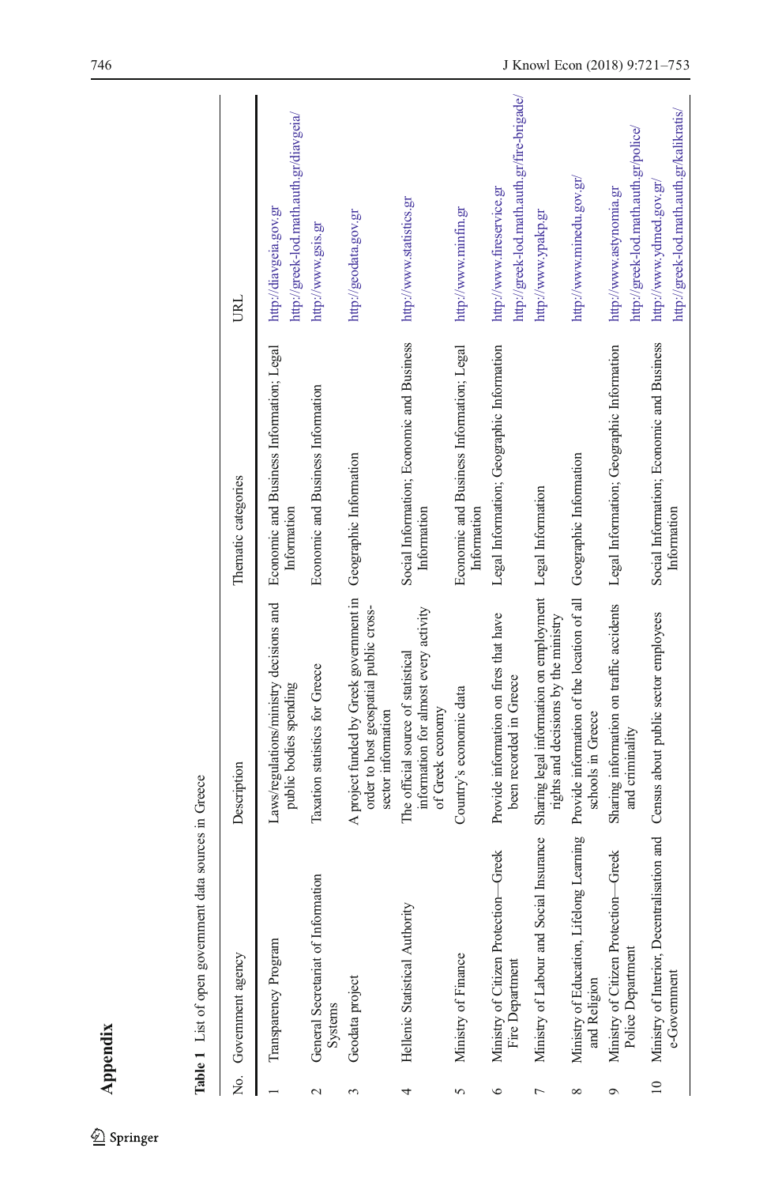# Appendix

Table 1 List of open government data sources in Greece

| No. | Government agency | Description | Thematic categories | URL |
|---|---|---|---|---|
| 1 | Transparency Program | Laws/regulations/ministry decisions and public bodies spending | Economic and Business Information; Legal Information | http://diavgeia.gov.gr<br>http://greek-lod.math.auth.gr/diavgeia/ |
| 2 | General Secretariat of Information Systems | Taxation statistics for Greece | Economic and Business Information | http://www.gsis.gr |
| 3 | Geodata project | A project funded by Greek government in order to host geospatial public cross-sector information | Geographic Information | http://geodata.gov.gr |
| 4 | Hellenic Statistical Authority | The official source of statistical information for almost every activity of Greek economy | Social Information; Economic and Business Information | http://www.statistics.gr |
| 5 | Ministry of Finance | Country's economic data | Economic and Business Information; Legal Information | http://www.minfin.gr |
| 6 | Ministry of Citizen Protection—Greek Fire Department | Provide information on fires that have been recorded in Greece | Legal Information; Geographic Information | http://www.fireservice.gr<br>http://greek-lod.math.auth.gr/fire-brigade/ |
| 7 | Ministry of Labour and Social Insurance | Sharing legal information on employment rights and decisions by the ministry | Legal Information | http://www.ypakp.gr |
| 8 | Ministry of Education, Lifelong Learning and Religion | Provide information of the location of all schools in Greece | Geographic Information | http://www.minedu.gov.gr/ |
| 9 | Ministry of Citizen Protection—Greek Police Department | Sharing information on traffic accidents and criminality | Legal Information; Geographic Information | http://www.astynomia.gr<br>http://greek-lod.math.auth.gr/police/ |
| 10 | Ministry of Interior, Decentralisation and e-Government | Census about public sector employees | Social Information; Economic and Business Information | http://www.ydmed.gov.gr/<br>http://greek-lod.math.auth.gr/kalikratis/ |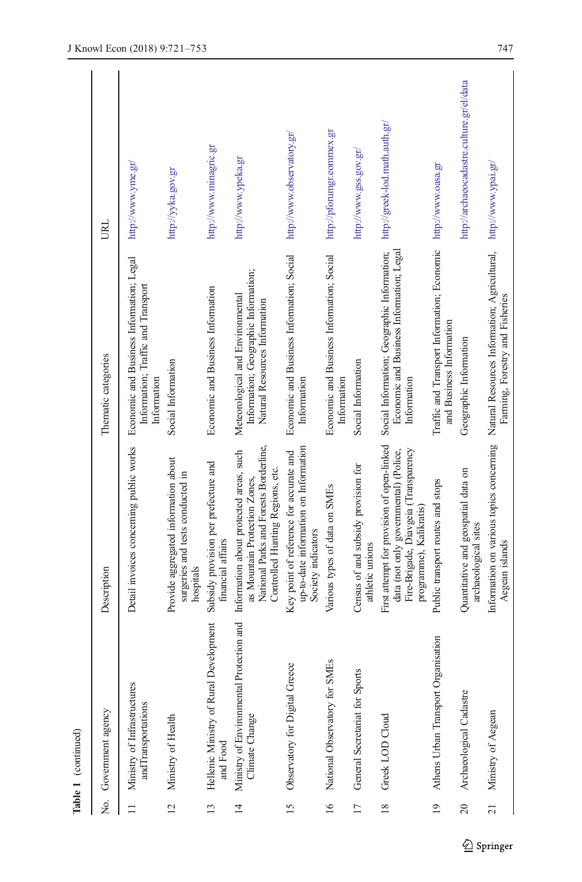**Table 1** (continued)

| No. | Government agency | Description | Thematic categories | URL |
|---|---|---|---|---|
| 11 | Ministry of Infrastructures andTransportations | Detail invoices concerning public works | Economic and Business Information; Legal Information; Traffic and Transport Information | http://www.yme.gr/ |
| 12 | Ministry of Health | Provide aggregated information about surgeries and tests conducted in hospitals | Social Information | http://yyka.gov.gr |
| 13 | Hellenic Ministry of Rural Development and Food | Subsidy provision per prefecture and financial affairs | Economic and Business Information | http://www.minagric.gr |
| 14 | Ministry of Environmental Protection and Climate Change | Information about protected areas, such as Mountain Protection Zones, National Parks and Forests Borderline, Controlled Hunting Regions, etc. | Meteorological and Environmental Information; Geographic Information; Natural Resources Information | http://www.ypeka.gr |
| 15 | Observatory for Digital Greece | Key point of reference for accurate and up-to-date information on Information Society indicators | Economic and Business Information; Social Information | http://www.observatory.gr/ |
| 16 | National Observatory for SMEs | Various types of data on SMEs | Economic and Business Information; Social Information | http://pforumgr.eommex.gr |
| 17 | General Secretariat for Sports | Census of and subsidy provision for athletic unions | Social Information | http://www.gss.gov.gr/ |
| 18 | Greek LOD Cloud | First attempt for provision of open-linked data (not only governmental) (Police, Fire-Brigade, Diavgeia (Transparency programme), Kalikratis) | Social Information; Geographic Information; Economic and Business Information; Legal Information | http://greek-lod.math.auth.gr/ |
| 19 | Athens Urban Transport Organisation | Public transport routes and stops | Traffic and Transport Information; Economic and Business Information | http://www.oasa.gr |
| 20 | Archaeological Cadastre | Quantitative and geospatial data on archaeological sites | Geographic Information | http://archaeocadastre.culture.gr/el/data |
| 21 | Ministry of Aegean | Information on various topics concerning Aegean islands | Natural Resources Information; Agricultural, Farming, Forestry and Fisheries | http://www.ypai.gr/ |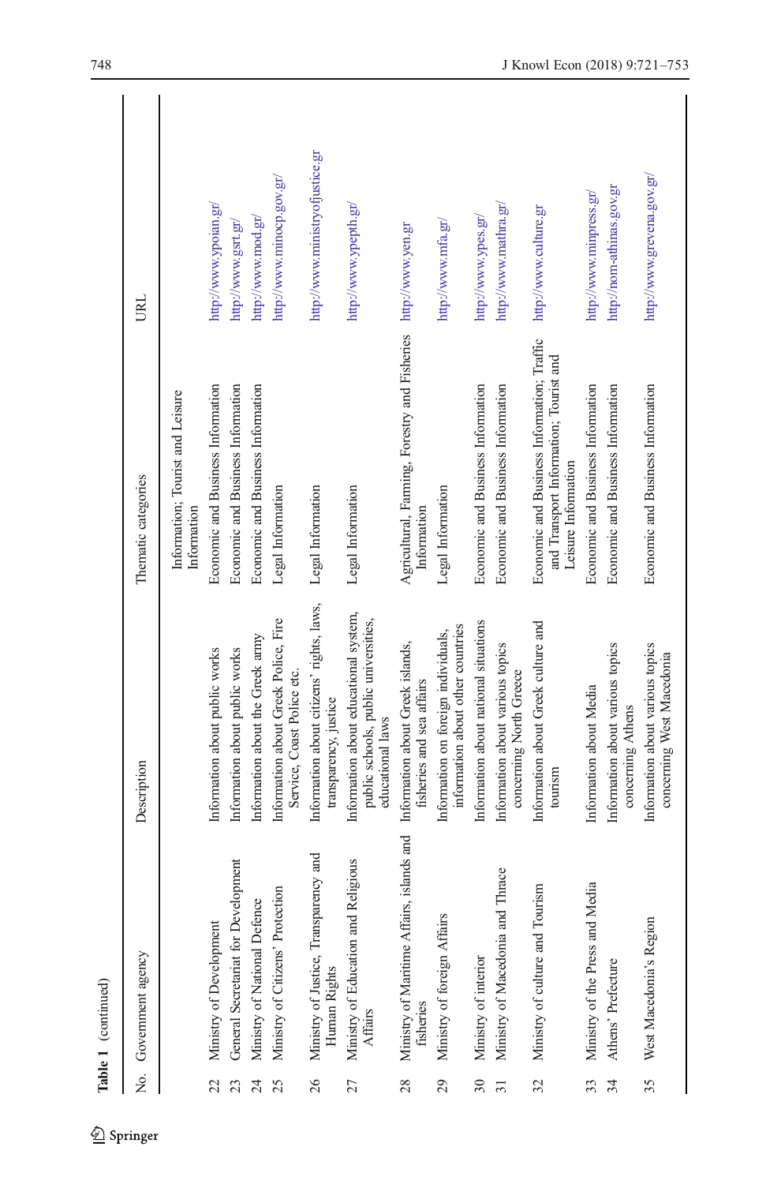**Table 1** (continued)

| No. | Government agency | Description | Thematic categories | URL |
|---|---|---|---|---|
| | | | Information; Tourist and Leisure Information | |
| 22 | Ministry of Development | Information about public works | Economic and Business Information | http://www.ypoian.gr/ |
| 23 | General Secretariat for Development | Information about public works | Economic and Business Information | http://www.gsrt.gr/ |
| 24 | Ministry of National Defence | Information about the Greek army | Economic and Business Information | http://www.mod.gr/ |
| 25 | Ministry of Citizens' Protection | Information about Greek Police, Fire Service, Coast Police etc. | Legal Information | http://www.minocp.gov.gr/ |
| 26 | Ministry of Justice, Transparency and Human Rights | Information about citizens' rights, laws, transparency, justice | Legal Information | http://www.ministryofjustice.gr |
| 27 | Ministry of Education and Religious Affairs | Information about educational system, public schools, public universities, educational laws | Legal Information | http://www.ypepth.gr/ |
| 28 | Ministry of Maritime Affairs, islands and fisheries | Information about Greek islands, fisheries and sea affairs | Agricultural, Farming, Forestry and Fisheries Information | http://www.yen.gr |
| 29 | Ministry of foreign Affairs | Information on foreign individuals, information about other countries | Legal Information | http://www.mfa.gr/ |
| 30 | Ministry of interior | Information about national situations | Economic and Business Information | http://www.ypes.gr/ |
| 31 | Ministry of Macedonia and Thrace | Information about various topics concerning North Greece | Economic and Business Information | http://www.mathra.gr/ |
| 32 | Ministry of culture and Tourism | Information about Greek culture and tourism | Economic and Business Information; Traffic and Transport Information; Tourist and Leisure Information | http://www.culture.gr |
| 33 | Ministry of the Press and Media | Information about Media | Economic and Business Information | http://www.minpress.gr/ |
| 34 | Athens' Prefecture | Information about various topics concerning Athens | Economic and Business Information | http://nom-athinas.gov.gr |
| 35 | West Macedonia's Region | Information about various topics concerning West Macedonia | Economic and Business Information | http://www.grevena.gov.gr/ |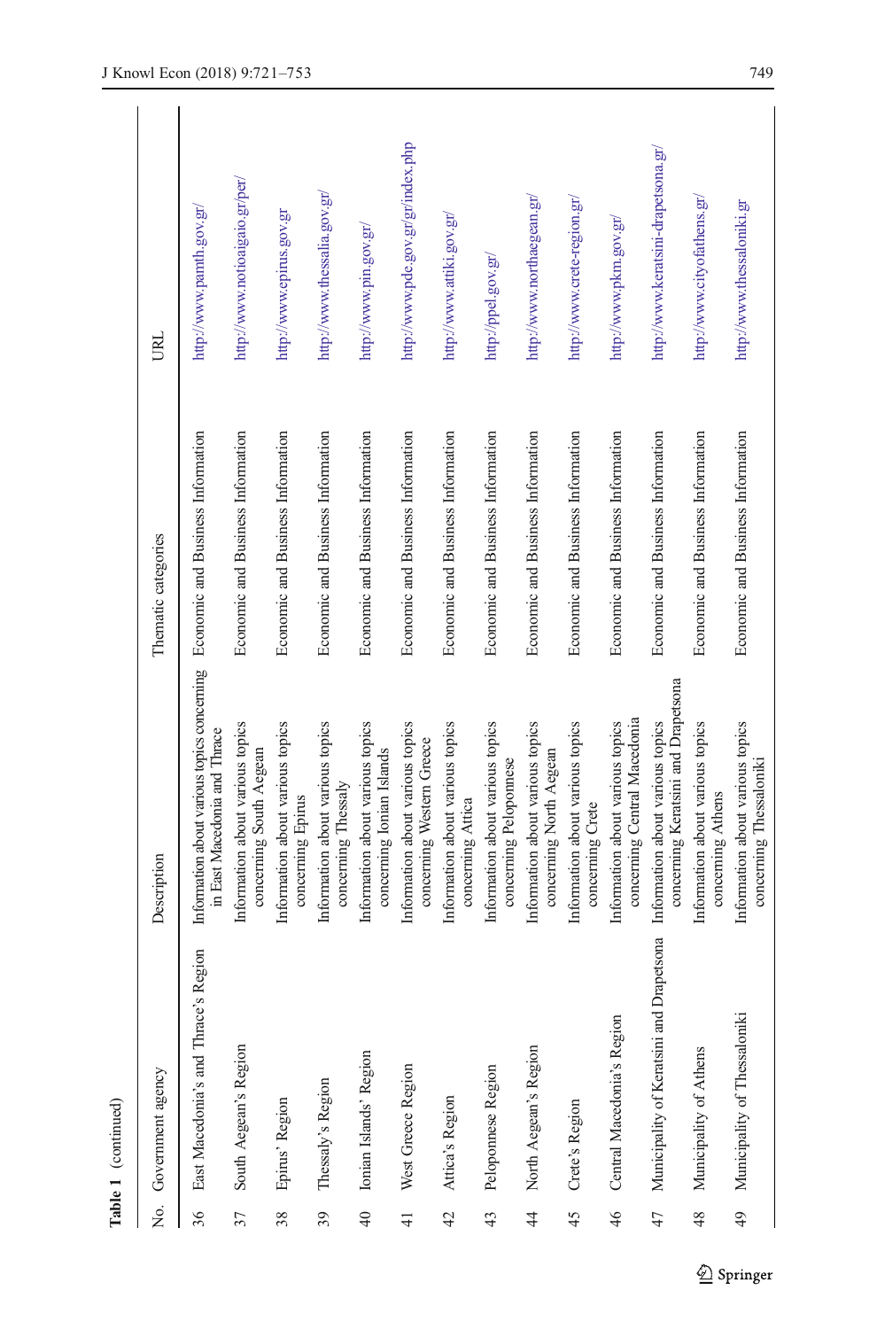**Table 1** (continued)

| No. | Government agency | Description | Thematic categories | URL |
|---|---|---|---|---|
| 36 | East Macedonia's and Thrace's Region | Information about various topics concerning in East Macedonia and Thrace | Economic and Business Information | http://www.pamth.gov.gr/ |
| 37 | South Aegean's Region | Information about various topics concerning South Aegean | Economic and Business Information | http://www.notioaigaio.gr/per/ |
| 38 | Epirus' Region | Information about various topics concerning Epirus | Economic and Business Information | http://www.epirus.gov.gr |
| 39 | Thessaly's Region | Information about various topics concerning Thessaly | Economic and Business Information | http://www.thessalia.gov.gr/ |
| 40 | Ionian Islands' Region | Information about various topics concerning Ionian Islands | Economic and Business Information | http://www.pin.gov.gr/ |
| 41 | West Greece Region | Information about various topics concerning Western Greece | Economic and Business Information | http://www.pde.gov.gr/gr/index.php |
| 42 | Attica's Region | Information about various topics concerning Attica | Economic and Business Information | http://www.attiki.gov.gr/ |
| 43 | Peloponnese Region | Information about various topics concerning Peloponnese | Economic and Business Information | http://ppel.gov.gr/ |
| 44 | North Aegean's Region | Information about various topics concerning North Aegean | Economic and Business Information | http://www.northaegean.gr/ |
| 45 | Crete's Region | Information about various topics concerning Crete | Economic and Business Information | http://www.crete-region.gr/ |
| 46 | Central Macedonia's Region | Information about various topics concerning Central Macedonia | Economic and Business Information | http://www.pkm.gov.gr/ |
| 47 | Municipality of Keratsini and Drapetsona | Information about various topics concerning Keratsini and Drapetsona | Economic and Business Information | http://www.keratsini-drapetsona.gr/ |
| 48 | Municipality of Athens | Information about various topics concerning Athens | Economic and Business Information | http://www.cityofathens.gr/ |
| 49 | Municipality of Thessaloniki | Information about various topics concerning Thessaloniki | Economic and Business Information | http://www.thessaloniki.gr |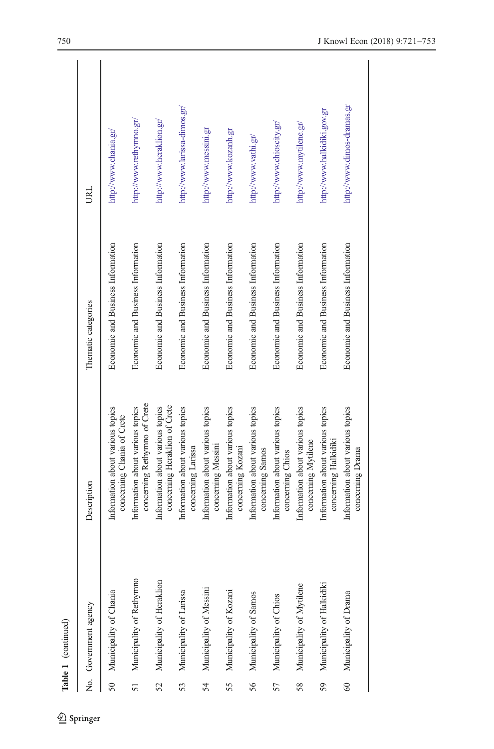**Table 1** (continued)

| No. | Government agency | Description | Thematic categories | URL |
|---|---|---|---|---|
| 50 | Municipality of Chania | Information about various topics concerning Chania of Crete | Economic and Business Information | http://www.chania.gr/ |
| 51 | Municipality of Rethymno | Information about various topics concerning Rethymno of Crete | Economic and Business Information | http://www.rethymno.gr/ |
| 52 | Municipality of Heraklion | Information about various topics concerning Heraklion of Crete | Economic and Business Information | http://www.heraklion.gr/ |
| 53 | Municipality of Larissa | Information about various topics concerning Larissa | Economic and Business Information | http://www.larissa-dimos.gr/ |
| 54 | Municipality of Messini | Information about various topics concerning Messini | Economic and Business Information | http://www.messini.gr |
| 55 | Municipality of Kozani | Information about various topics concerning Kozani | Economic and Business Information | http://www.kozanh.gr |
| 56 | Municipality of Samos | Information about various topics concerning Samos | Economic and Business Information | http://www.vathi.gr/ |
| 57 | Municipality of Chios | Information about various topics concerning Chios | Economic and Business Information | http://www.chioscity.gr/ |
| 58 | Municipality of Mytilene | Information about various topics concerning Mytilene | Economic and Business Information | http://www.mytilene.gr/ |
| 59 | Municipality of Halkidiki | Information about various topics concerning Halkidiki | Economic and Business Information | http://www.halkidiki.gov.gr |
| 60 | Municipality of Drama | Information about various topics concerning Drama | Economic and Business Information | http://www.dimos-dramas.gr |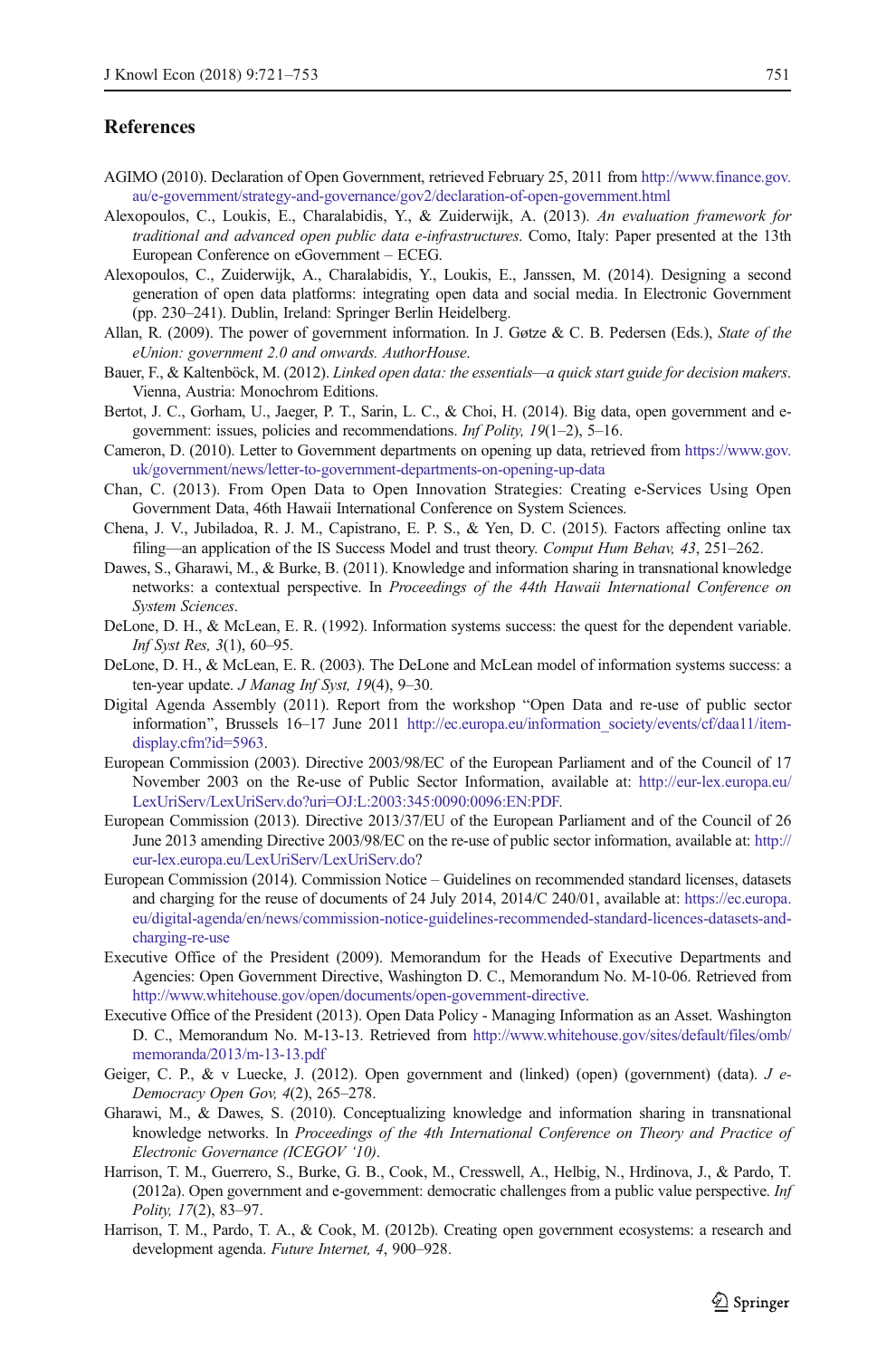## References

AGIMO (2010). Declaration of Open Government, retrieved February 25, 2011 from http://www.finance.gov.au/e-government/strategy-and-governance/gov2/declaration-of-open-government.html

Alexopoulos, C., Loukis, E., Charalabidis, Y., & Zuiderwijk, A. (2013). *An evaluation framework for traditional and advanced open public data e-infrastructures*. Como, Italy: Paper presented at the 13th European Conference on eGovernment – ECEG.

Alexopoulos, C., Zuiderwijk, A., Charalabidis, Y., Loukis, E., Janssen, M. (2014). Designing a second generation of open data platforms: integrating open data and social media. In Electronic Government (pp. 230–241). Dublin, Ireland: Springer Berlin Heidelberg.

Allan, R. (2009). The power of government information. In J. Gøtze & C. B. Pedersen (Eds.), *State of the eUnion: government 2.0 and onwards. AuthorHouse*.

Bauer, F., & Kaltenböck, M. (2012). *Linked open data: the essentials—a quick start guide for decision makers*. Vienna, Austria: Monochrom Editions.

Bertot, J. C., Gorham, U., Jaeger, P. T., Sarin, L. C., & Choi, H. (2014). Big data, open government and e-government: issues, policies and recommendations. *Inf Polity, 19*(1–2), 5–16.

Cameron, D. (2010). Letter to Government departments on opening up data, retrieved from https://www.gov.uk/government/news/letter-to-government-departments-on-opening-up-data

Chan, C. (2013). From Open Data to Open Innovation Strategies: Creating e-Services Using Open Government Data, 46th Hawaii International Conference on System Sciences.

Chena, J. V., Jubiladoa, R. J. M., Capistrano, E. P. S., & Yen, D. C. (2015). Factors affecting online tax filing—an application of the IS Success Model and trust theory. *Comput Hum Behav, 43*, 251–262.

Dawes, S., Gharawi, M., & Burke, B. (2011). Knowledge and information sharing in transnational knowledge networks: a contextual perspective. In *Proceedings of the 44th Hawaii International Conference on System Sciences*.

DeLone, D. H., & McLean, E. R. (1992). Information systems success: the quest for the dependent variable. *Inf Syst Res, 3*(1), 60–95.

DeLone, D. H., & McLean, E. R. (2003). The DeLone and McLean model of information systems success: a ten-year update. *J Manag Inf Syst, 19*(4), 9–30.

Digital Agenda Assembly (2011). Report from the workshop "Open Data and re-use of public sector information", Brussels 16–17 June 2011 http://ec.europa.eu/information_society/events/cf/daa11/item-display.cfm?id=5963.

European Commission (2003). Directive 2003/98/EC of the European Parliament and of the Council of 17 November 2003 on the Re-use of Public Sector Information, available at: http://eur-lex.europa.eu/LexUriServ/LexUriServ.do?uri=OJ:L:2003:345:0090:0096:EN:PDF.

European Commission (2013). Directive 2013/37/EU of the European Parliament and of the Council of 26 June 2013 amending Directive 2003/98/EC on the re-use of public sector information, available at: http://eur-lex.europa.eu/LexUriServ/LexUriServ.do?

European Commission (2014). Commission Notice – Guidelines on recommended standard licenses, datasets and charging for the reuse of documents of 24 July 2014, 2014/C 240/01, available at: https://ec.europa.eu/digital-agenda/en/news/commission-notice-guidelines-recommended-standard-licences-datasets-and-charging-re-use

Executive Office of the President (2009). Memorandum for the Heads of Executive Departments and Agencies: Open Government Directive, Washington D. C., Memorandum No. M-10-06. Retrieved from http://www.whitehouse.gov/open/documents/open-government-directive.

Executive Office of the President (2013). Open Data Policy - Managing Information as an Asset. Washington D. C., Memorandum No. M-13-13. Retrieved from http://www.whitehouse.gov/sites/default/files/omb/memoranda/2013/m-13-13.pdf

Geiger, C. P., & v Luecke, J. (2012). Open government and (linked) (open) (government) (data). *J e-Democracy Open Gov, 4*(2), 265–278.

Gharawi, M., & Dawes, S. (2010). Conceptualizing knowledge and information sharing in transnational knowledge networks. In *Proceedings of the 4th International Conference on Theory and Practice of Electronic Governance (ICEGOV '10)*.

Harrison, T. M., Guerrero, S., Burke, G. B., Cook, M., Cresswell, A., Helbig, N., Hrdinova, J., & Pardo, T. (2012a). Open government and e-government: democratic challenges from a public value perspective. *Inf Polity, 17*(2), 83–97.

Harrison, T. M., Pardo, T. A., & Cook, M. (2012b). Creating open government ecosystems: a research and development agenda. *Future Internet, 4*, 900–928.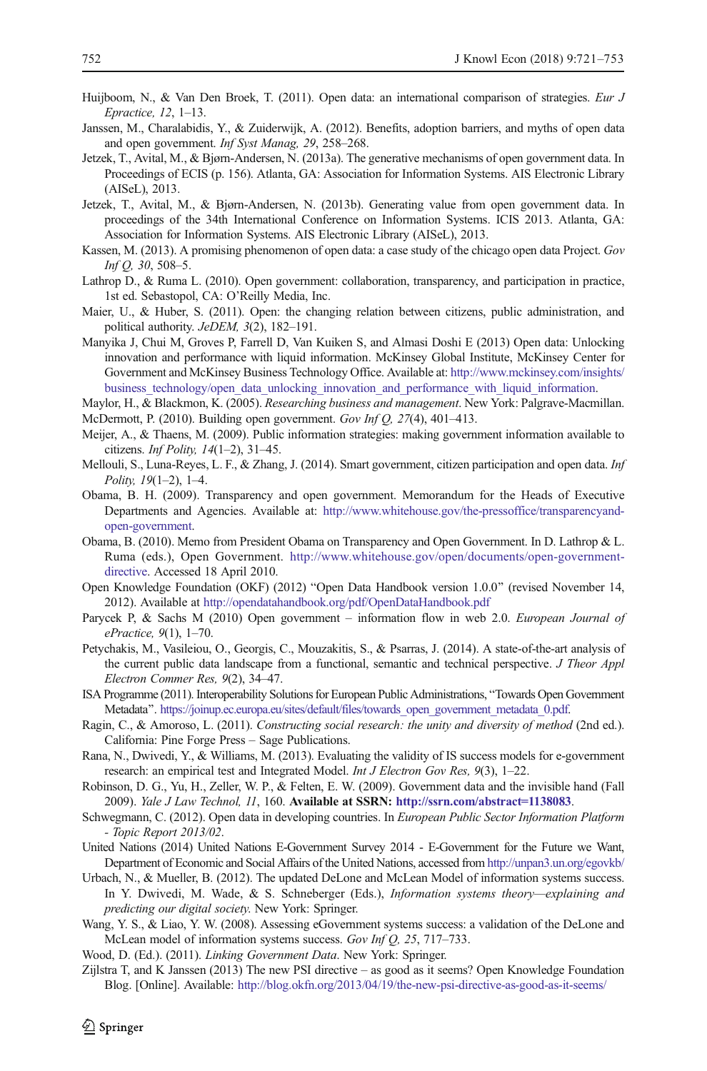Huijboom, N., & Van Den Broek, T. (2011). Open data: an international comparison of strategies. *Eur J Epractice, 12*, 1–13.

Janssen, M., Charalabidis, Y., & Zuiderwijk, A. (2012). Benefits, adoption barriers, and myths of open data and open government. *Inf Syst Manag, 29*, 258–268.

Jetzek, T., Avital, M., & Bjørn-Andersen, N. (2013a). The generative mechanisms of open government data. In Proceedings of ECIS (p. 156). Atlanta, GA: Association for Information Systems. AIS Electronic Library (AISeL), 2013.

Jetzek, T., Avital, M., & Bjørn-Andersen, N. (2013b). Generating value from open government data. In proceedings of the 34th International Conference on Information Systems. ICIS 2013. Atlanta, GA: Association for Information Systems. AIS Electronic Library (AISeL), 2013.

Kassen, M. (2013). A promising phenomenon of open data: a case study of the chicago open data Project. *Gov Inf Q, 30*, 508–5.

Lathrop D., & Ruma L. (2010). Open government: collaboration, transparency, and participation in practice, 1st ed. Sebastopol, CA: O'Reilly Media, Inc.

Maier, U., & Huber, S. (2011). Open: the changing relation between citizens, public administration, and political authority. *JeDEM, 3*(2), 182–191.

Manyika J, Chui M, Groves P, Farrell D, Van Kuiken S, and Almasi Doshi E (2013) Open data: Unlocking innovation and performance with liquid information. McKinsey Global Institute, McKinsey Center for Government and McKinsey Business Technology Office. Available at: http://www.mckinsey.com/insights/business_technology/open_data_unlocking_innovation_and_performance_with_liquid_information.

Maylor, H., & Blackmon, K. (2005). *Researching business and management*. New York: Palgrave-Macmillan.

McDermott, P. (2010). Building open government. *Gov Inf Q, 27*(4), 401–413.

Meijer, A., & Thaens, M. (2009). Public information strategies: making government information available to citizens. *Inf Polity, 14*(1–2), 31–45.

Mellouli, S., Luna-Reyes, L. F., & Zhang, J. (2014). Smart government, citizen participation and open data. *Inf Polity, 19*(1–2), 1–4.

Obama, B. H. (2009). Transparency and open government. Memorandum for the Heads of Executive Departments and Agencies. Available at: http://www.whitehouse.gov/the-pressoffice/transparencyand-open-government.

Obama, B. (2010). Memo from President Obama on Transparency and Open Government. In D. Lathrop & L. Ruma (eds.), Open Government. http://www.whitehouse.gov/open/documents/open-government-directive. Accessed 18 April 2010.

Open Knowledge Foundation (OKF) (2012) "Open Data Handbook version 1.0.0" (revised November 14, 2012). Available at http://opendatahandbook.org/pdf/OpenDataHandbook.pdf

Parycek P, & Sachs M (2010) Open government – information flow in web 2.0. *European Journal of ePractice, 9*(1), 1–70.

Petychakis, M., Vasileiou, O., Georgis, C., Mouzakitis, S., & Psarras, J. (2014). A state-of-the-art analysis of the current public data landscape from a functional, semantic and technical perspective. *J Theor Appl Electron Commer Res, 9*(2), 34–47.

ISA Programme (2011). Interoperability Solutions for European Public Administrations, "Towards Open Government Metadata". https://joinup.ec.europa.eu/sites/default/files/towards_open_government_metadata_0.pdf.

Ragin, C., & Amoroso, L. (2011). *Constructing social research: the unity and diversity of method* (2nd ed.). California: Pine Forge Press – Sage Publications.

Rana, N., Dwivedi, Y., & Williams, M. (2013). Evaluating the validity of IS success models for e-government research: an empirical test and Integrated Model. *Int J Electron Gov Res, 9*(3), 1–22.

Robinson, D. G., Yu, H., Zeller, W. P., & Felten, E. W. (2009). Government data and the invisible hand (Fall 2009). *Yale J Law Technol, 11*, 160. **Available at SSRN: http://ssrn.com/abstract=1138083**.

Schwegmann, C. (2012). Open data in developing countries. In *European Public Sector Information Platform - Topic Report 2013/02*.

United Nations (2014) United Nations E-Government Survey 2014 - E-Government for the Future we Want, Department of Economic and Social Affairs of the United Nations, accessed from http://unpan3.un.org/egovkb/

Urbach, N., & Mueller, B. (2012). The updated DeLone and McLean Model of information systems success. In Y. Dwivedi, M. Wade, & S. Schneberger (Eds.), *Information systems theory—explaining and predicting our digital society.* New York: Springer.

Wang, Y. S., & Liao, Y. W. (2008). Assessing eGovernment systems success: a validation of the DeLone and McLean model of information systems success. *Gov Inf Q, 25*, 717–733.

Wood, D. (Ed.). (2011). *Linking Government Data*. New York: Springer.

Zijlstra T, and K Janssen (2013) The new PSI directive – as good as it seems? Open Knowledge Foundation Blog. [Online]. Available: http://blog.okfn.org/2013/04/19/the-new-psi-directive-as-good-as-it-seems/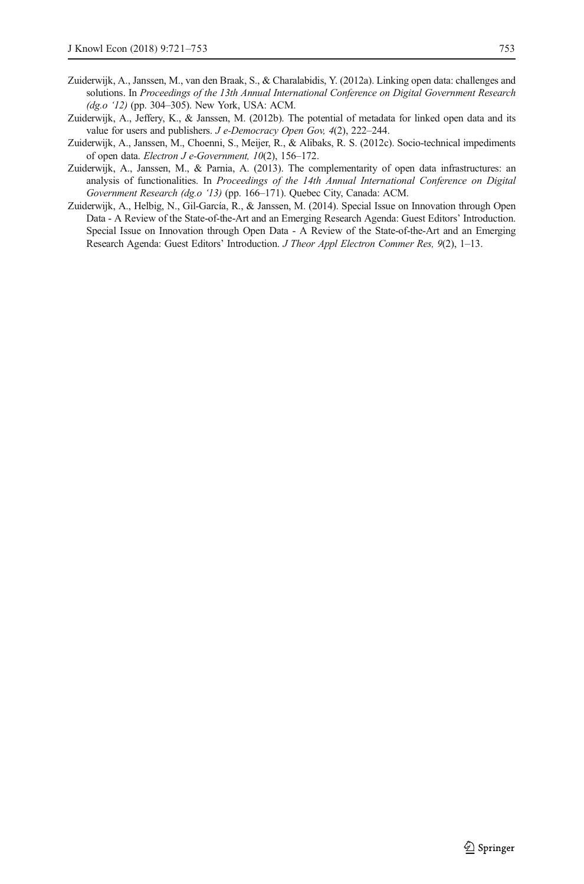Zuiderwijk, A., Janssen, M., van den Braak, S., & Charalabidis, Y. (2012a). Linking open data: challenges and solutions. In *Proceedings of the 13th Annual International Conference on Digital Government Research (dg.o '12)* (pp. 304–305). New York, USA: ACM.

Zuiderwijk, A., Jeffery, K., & Janssen, M. (2012b). The potential of metadata for linked open data and its value for users and publishers. *J e-Democracy Open Gov, 4*(2), 222–244.

Zuiderwijk, A., Janssen, M., Choenni, S., Meijer, R., & Alibaks, R. S. (2012c). Socio-technical impediments of open data. *Electron J e-Government, 10*(2), 156–172.

Zuiderwijk, A., Janssen, M., & Parnia, A. (2013). The complementarity of open data infrastructures: an analysis of functionalities. In *Proceedings of the 14th Annual International Conference on Digital Government Research (dg.o '13)* (pp. 166–171). Quebec City, Canada: ACM.

Zuiderwijk, A., Helbig, N., Gil-García, R., & Janssen, M. (2014). Special Issue on Innovation through Open Data - A Review of the State-of-the-Art and an Emerging Research Agenda: Guest Editors' Introduction. Special Issue on Innovation through Open Data - A Review of the State-of-the-Art and an Emerging Research Agenda: Guest Editors' Introduction. *J Theor Appl Electron Commer Res, 9*(2), 1–13.